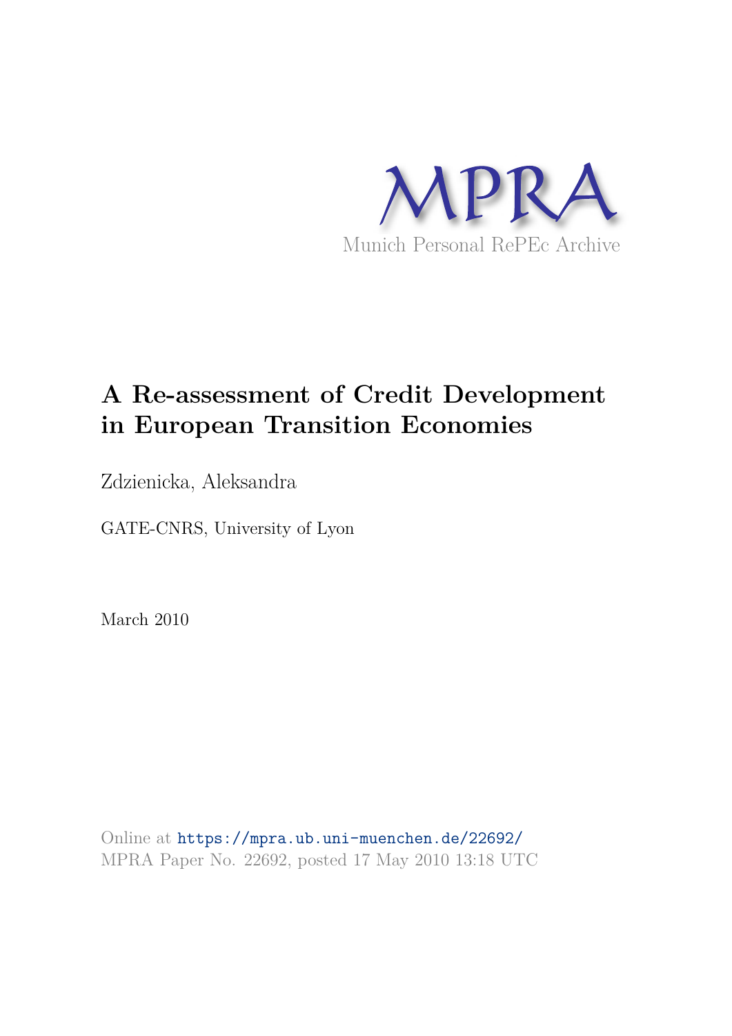MPRA

Munich Personal RePEc Archive

# A Re-assessment of Credit Development in European Transition Economies

Zdzienicka, Aleksandra

GATE-CNRS, University of Lyon

March 2010

Online at https://mpra.ub.uni-muenchen.de/22692/
MPRA Paper No. 22692, posted 17 May 2010 13:18 UTC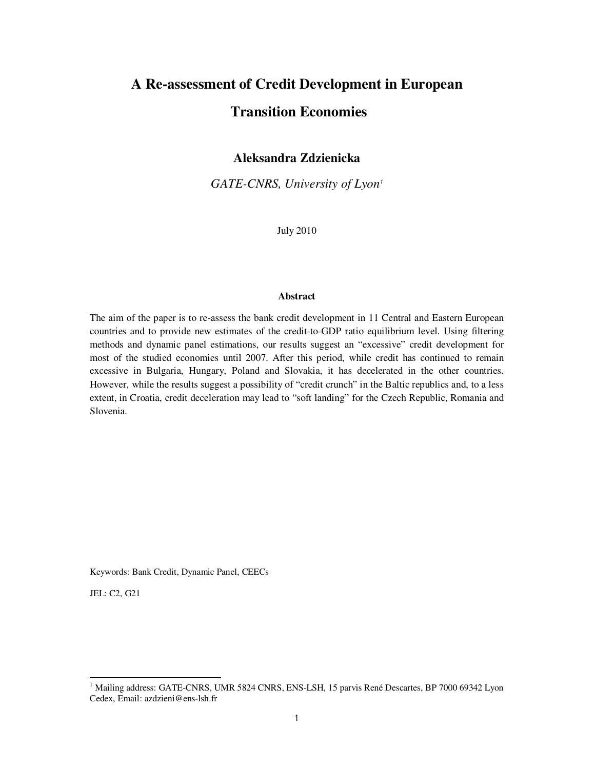# A Re-assessment of Credit Development in European Transition Economies

**Aleksandra Zdzienicka**

*GATE-CNRS, University of Lyon*[1]

July 2010

**Abstract**

The aim of the paper is to re-assess the bank credit development in 11 Central and Eastern European countries and to provide new estimates of the credit-to-GDP ratio equilibrium level. Using filtering methods and dynamic panel estimations, our results suggest an "excessive" credit development for most of the studied economies until 2007. After this period, while credit has continued to remain excessive in Bulgaria, Hungary, Poland and Slovakia, it has decelerated in the other countries. However, while the results suggest a possibility of "credit crunch" in the Baltic republics and, to a less extent, in Croatia, credit deceleration may lead to "soft landing" for the Czech Republic, Romania and Slovenia.

Keywords: Bank Credit, Dynamic Panel, CEECs

JEL: C2, G21

[1] Mailing address: GATE-CNRS, UMR 5824 CNRS, ENS-LSH, 15 parvis René Descartes, BP 7000 69342 Lyon Cedex, Email: azdzieni@ens-lsh.fr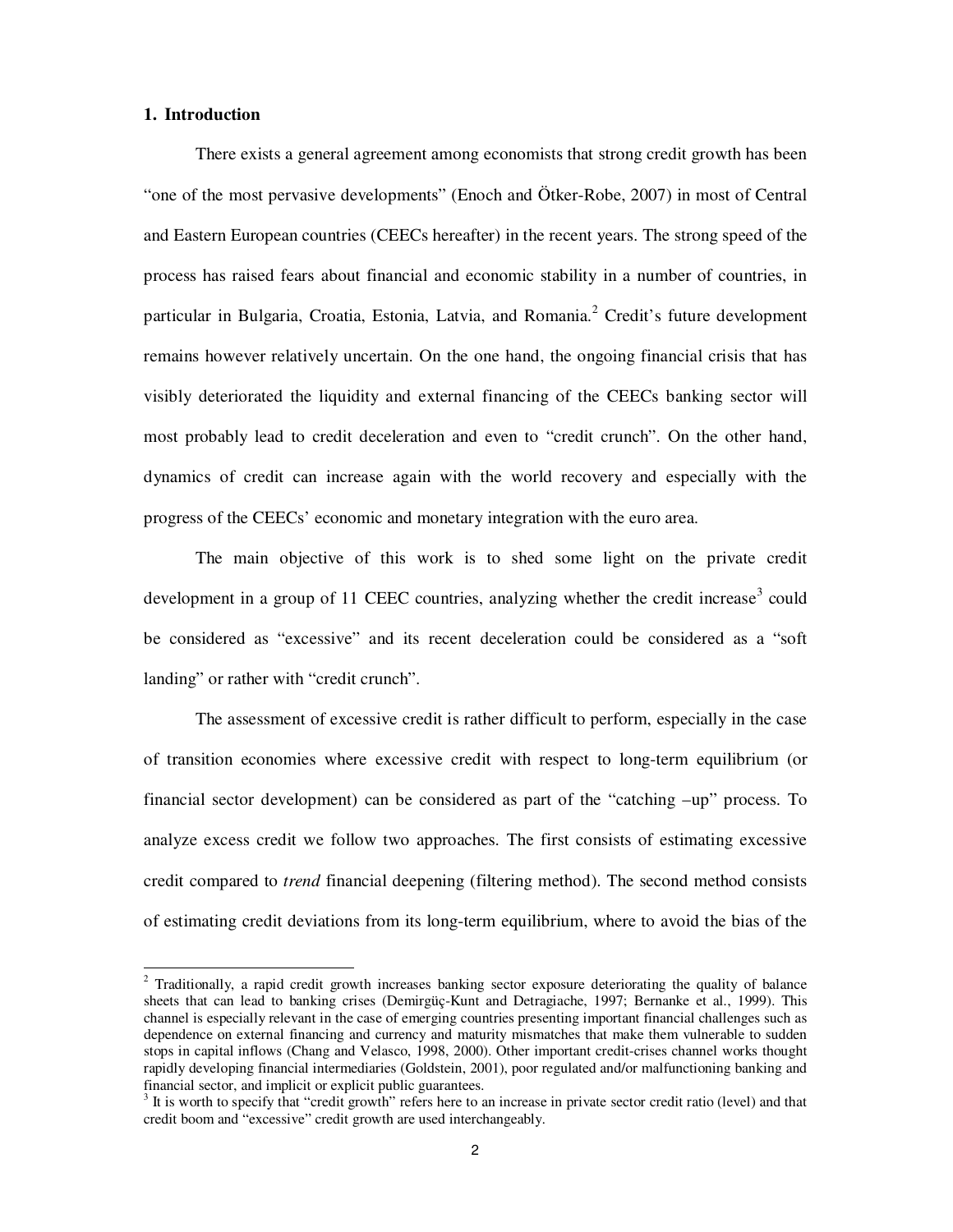## 1. Introduction

There exists a general agreement among economists that strong credit growth has been "one of the most pervasive developments" (Enoch and Ötker-Robe, 2007) in most of Central and Eastern European countries (CEECs hereafter) in the recent years. The strong speed of the process has raised fears about financial and economic stability in a number of countries, in particular in Bulgaria, Croatia, Estonia, Latvia, and Romania.[2] Credit's future development remains however relatively uncertain. On the one hand, the ongoing financial crisis that has visibly deteriorated the liquidity and external financing of the CEECs banking sector will most probably lead to credit deceleration and even to "credit crunch". On the other hand, dynamics of credit can increase again with the world recovery and especially with the progress of the CEECs' economic and monetary integration with the euro area.

The main objective of this work is to shed some light on the private credit development in a group of 11 CEEC countries, analyzing whether the credit increase[3] could be considered as "excessive" and its recent deceleration could be considered as a "soft landing" or rather with "credit crunch".

The assessment of excessive credit is rather difficult to perform, especially in the case of transition economies where excessive credit with respect to long-term equilibrium (or financial sector development) can be considered as part of the "catching –up" process. To analyze excess credit we follow two approaches. The first consists of estimating excessive credit compared to *trend* financial deepening (filtering method). The second method consists of estimating credit deviations from its long-term equilibrium, where to avoid the bias of the

---

[2] Traditionally, a rapid credit growth increases banking sector exposure deteriorating the quality of balance sheets that can lead to banking crises (Demirgüç-Kunt and Detragiache, 1997; Bernanke et al., 1999). This channel is especially relevant in the case of emerging countries presenting important financial challenges such as dependence on external financing and currency and maturity mismatches that make them vulnerable to sudden stops in capital inflows (Chang and Velasco, 1998, 2000). Other important credit-crises channel works thought rapidly developing financial intermediaries (Goldstein, 2001), poor regulated and/or malfunctioning banking and financial sector, and implicit or explicit public guarantees.

[3] It is worth to specify that "credit growth" refers here to an increase in private sector credit ratio (level) and that credit boom and "excessive" credit growth are used interchangeably.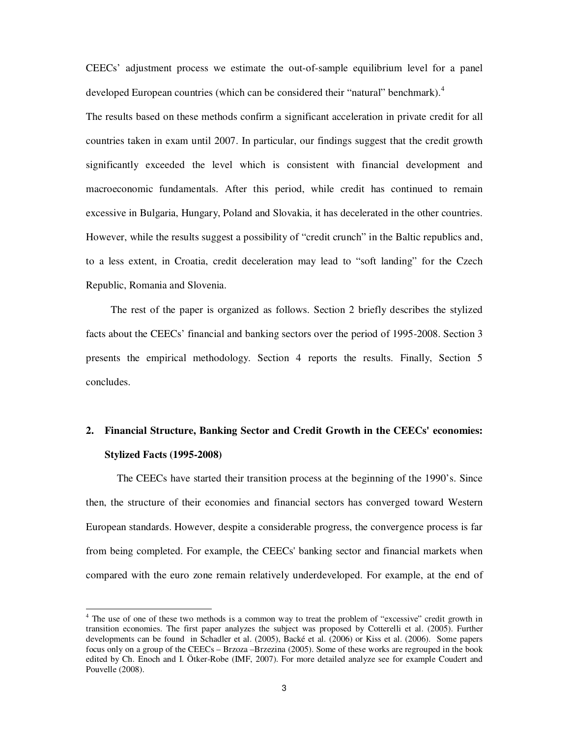CEECs' adjustment process we estimate the out-of-sample equilibrium level for a panel developed European countries (which can be considered their "natural" benchmark).[4]

The results based on these methods confirm a significant acceleration in private credit for all countries taken in exam until 2007. In particular, our findings suggest that the credit growth significantly exceeded the level which is consistent with financial development and macroeconomic fundamentals. After this period, while credit has continued to remain excessive in Bulgaria, Hungary, Poland and Slovakia, it has decelerated in the other countries. However, while the results suggest a possibility of "credit crunch" in the Baltic republics and, to a less extent, in Croatia, credit deceleration may lead to "soft landing" for the Czech Republic, Romania and Slovenia.

The rest of the paper is organized as follows. Section 2 briefly describes the stylized facts about the CEECs' financial and banking sectors over the period of 1995-2008. Section 3 presents the empirical methodology. Section 4 reports the results. Finally, Section 5 concludes.

## 2. Financial Structure, Banking Sector and Credit Growth in the CEECs' economies: Stylized Facts (1995-2008)

The CEECs have started their transition process at the beginning of the 1990's. Since then, the structure of their economies and financial sectors has converged toward Western European standards. However, despite a considerable progress, the convergence process is far from being completed. For example, the CEECs' banking sector and financial markets when compared with the euro zone remain relatively underdeveloped. For example, at the end of

---

[4] The use of one of these two methods is a common way to treat the problem of "excessive" credit growth in transition economies. The first paper analyzes the subject was proposed by Cotterelli et al. (2005). Further developments can be found in Schadler et al. (2005), Backé et al. (2006) or Kiss et al. (2006). Some papers focus only on a group of the CEECs – Brzoza –Brzezina (2005). Some of these works are regrouped in the book edited by Ch. Enoch and I. Ötker-Robe (IMF, 2007). For more detailed analyze see for example Coudert and Pouvelle (2008).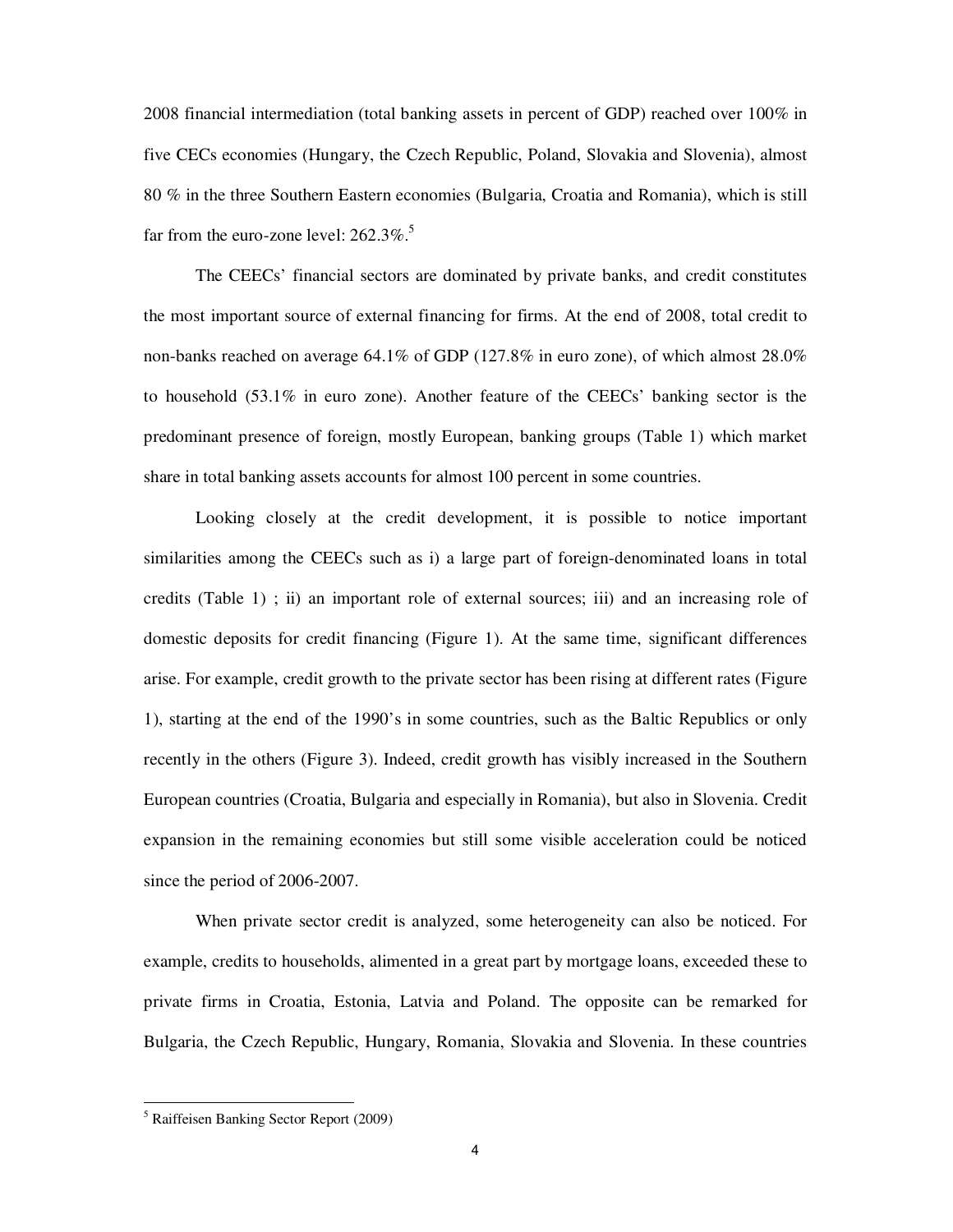2008 financial intermediation (total banking assets in percent of GDP) reached over 100% in five CECs economies (Hungary, the Czech Republic, Poland, Slovakia and Slovenia), almost 80 % in the three Southern Eastern economies (Bulgaria, Croatia and Romania), which is still far from the euro-zone level: 262.3%.[5]

The CEECs' financial sectors are dominated by private banks, and credit constitutes the most important source of external financing for firms. At the end of 2008, total credit to non-banks reached on average 64.1% of GDP (127.8% in euro zone), of which almost 28.0% to household (53.1% in euro zone). Another feature of the CEECs' banking sector is the predominant presence of foreign, mostly European, banking groups (Table 1) which market share in total banking assets accounts for almost 100 percent in some countries.

Looking closely at the credit development, it is possible to notice important similarities among the CEECs such as i) a large part of foreign-denominated loans in total credits (Table 1) ; ii) an important role of external sources; iii) and an increasing role of domestic deposits for credit financing (Figure 1). At the same time, significant differences arise. For example, credit growth to the private sector has been rising at different rates (Figure 1), starting at the end of the 1990's in some countries, such as the Baltic Republics or only recently in the others (Figure 3). Indeed, credit growth has visibly increased in the Southern European countries (Croatia, Bulgaria and especially in Romania), but also in Slovenia. Credit expansion in the remaining economies but still some visible acceleration could be noticed since the period of 2006-2007.

When private sector credit is analyzed, some heterogeneity can also be noticed. For example, credits to households, alimented in a great part by mortgage loans, exceeded these to private firms in Croatia, Estonia, Latvia and Poland. The opposite can be remarked for Bulgaria, the Czech Republic, Hungary, Romania, Slovakia and Slovenia. In these countries

[5] Raiffeisen Banking Sector Report (2009)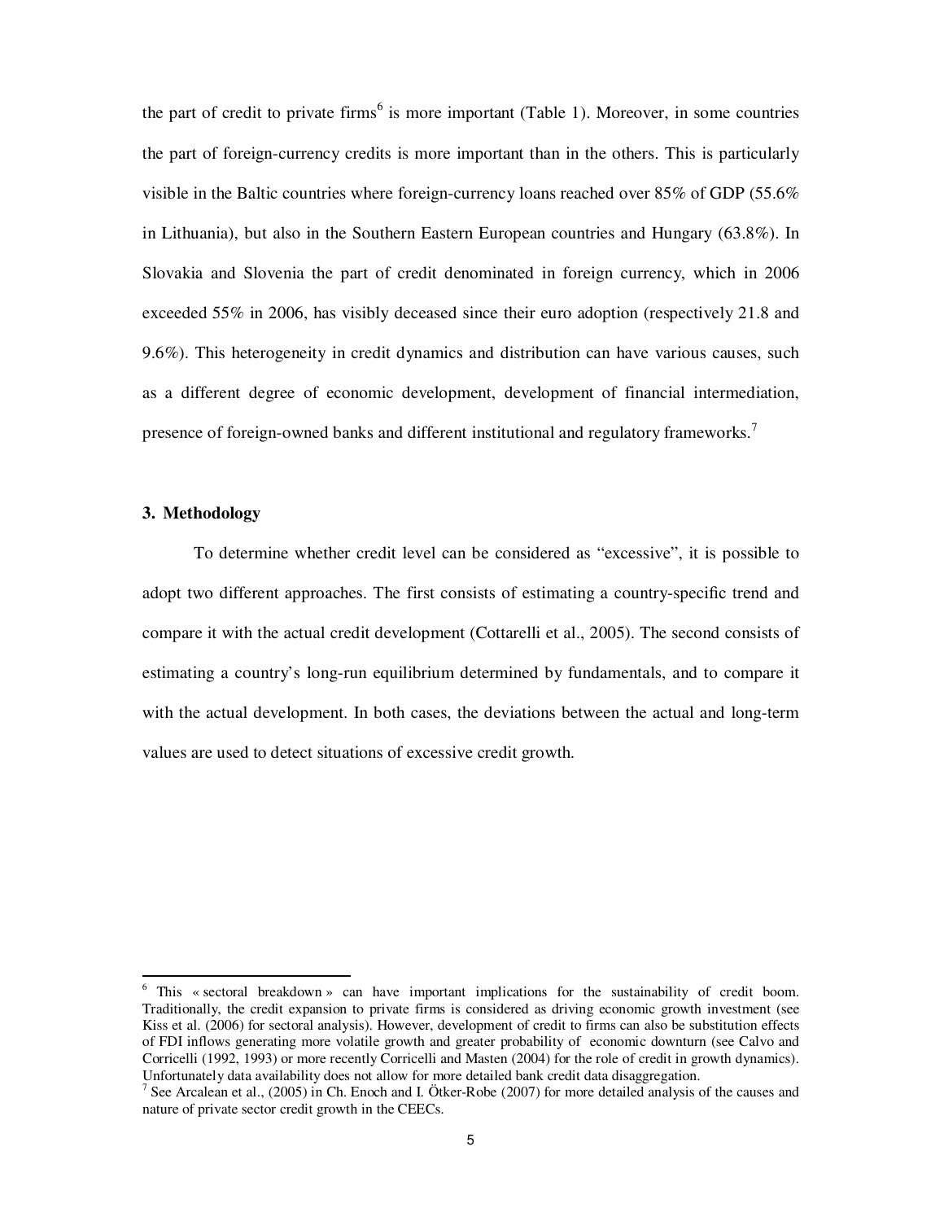the part of credit to private firms[6] is more important (Table 1). Moreover, in some countries the part of foreign-currency credits is more important than in the others. This is particularly visible in the Baltic countries where foreign-currency loans reached over 85% of GDP (55.6% in Lithuania), but also in the Southern Eastern European countries and Hungary (63.8%). In Slovakia and Slovenia the part of credit denominated in foreign currency, which in 2006 exceeded 55% in 2006, has visibly deceased since their euro adoption (respectively 21.8 and 9.6%). This heterogeneity in credit dynamics and distribution can have various causes, such as a different degree of economic development, development of financial intermediation, presence of foreign-owned banks and different institutional and regulatory frameworks.[7]

## 3. Methodology

To determine whether credit level can be considered as "excessive", it is possible to adopt two different approaches. The first consists of estimating a country-specific trend and compare it with the actual credit development (Cottarelli et al., 2005). The second consists of estimating a country's long-run equilibrium determined by fundamentals, and to compare it with the actual development. In both cases, the deviations between the actual and long-term values are used to detect situations of excessive credit growth.

---

[6] This « sectoral breakdown » can have important implications for the sustainability of credit boom. Traditionally, the credit expansion to private firms is considered as driving economic growth investment (see Kiss et al. (2006) for sectoral analysis). However, development of credit to firms can also be substitution effects of FDI inflows generating more volatile growth and greater probability of economic downturn (see Calvo and Corricelli (1992, 1993) or more recently Corricelli and Masten (2004) for the role of credit in growth dynamics). Unfortunately data availability does not allow for more detailed bank credit data disaggregation.

[7] See Arcalean et al., (2005) in Ch. Enoch and I. Ötker-Robe (2007) for more detailed analysis of the causes and nature of private sector credit growth in the CEECs.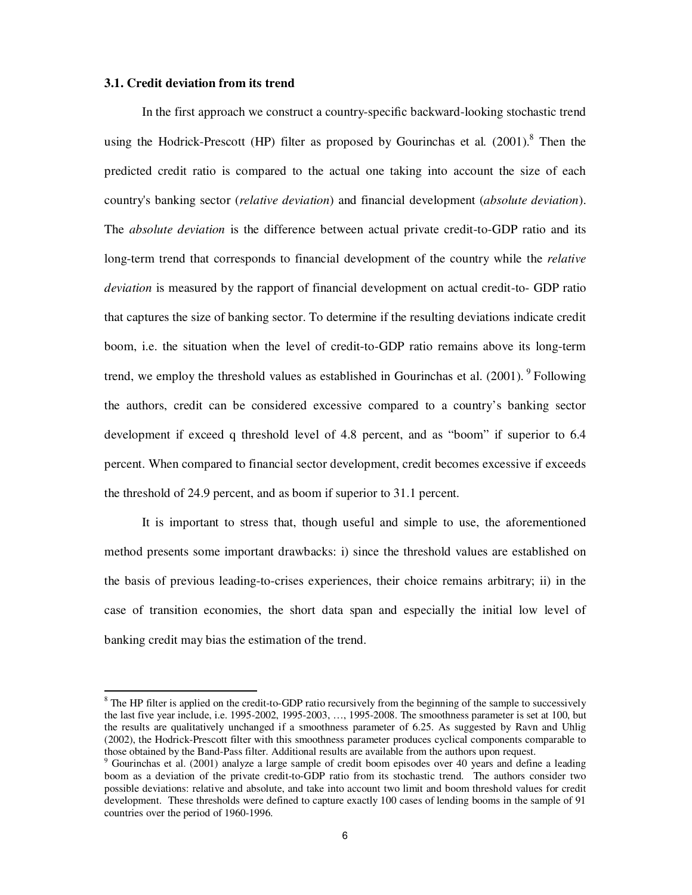### 3.1. Credit deviation from its trend

In the first approach we construct a country-specific backward-looking stochastic trend using the Hodrick-Prescott (HP) filter as proposed by Gourinchas et al. (2001).[8] Then the predicted credit ratio is compared to the actual one taking into account the size of each country's banking sector (*relative deviation*) and financial development (*absolute deviation*). The *absolute deviation* is the difference between actual private credit-to-GDP ratio and its long-term trend that corresponds to financial development of the country while the *relative deviation* is measured by the rapport of financial development on actual credit-to- GDP ratio that captures the size of banking sector. To determine if the resulting deviations indicate credit boom, i.e. the situation when the level of credit-to-GDP ratio remains above its long-term trend, we employ the threshold values as established in Gourinchas et al. (2001).[9] Following the authors, credit can be considered excessive compared to a country's banking sector development if exceed q threshold level of 4.8 percent, and as "boom" if superior to 6.4 percent. When compared to financial sector development, credit becomes excessive if exceeds the threshold of 24.9 percent, and as boom if superior to 31.1 percent.

It is important to stress that, though useful and simple to use, the aforementioned method presents some important drawbacks: i) since the threshold values are established on the basis of previous leading-to-crises experiences, their choice remains arbitrary; ii) in the case of transition economies, the short data span and especially the initial low level of banking credit may bias the estimation of the trend.

---

[8] The HP filter is applied on the credit-to-GDP ratio recursively from the beginning of the sample to successively the last five year include, i.e. 1995-2002, 1995-2003, …, 1995-2008. The smoothness parameter is set at 100, but the results are qualitatively unchanged if a smoothness parameter of 6.25. As suggested by Ravn and Uhlig (2002), the Hodrick-Prescott filter with this smoothness parameter produces cyclical components comparable to those obtained by the Band-Pass filter. Additional results are available from the authors upon request.

[9] Gourinchas et al. (2001) analyze a large sample of credit boom episodes over 40 years and define a leading boom as a deviation of the private credit-to-GDP ratio from its stochastic trend. The authors consider two possible deviations: relative and absolute, and take into account two limit and boom threshold values for credit development. These thresholds were defined to capture exactly 100 cases of lending booms in the sample of 91 countries over the period of 1960-1996.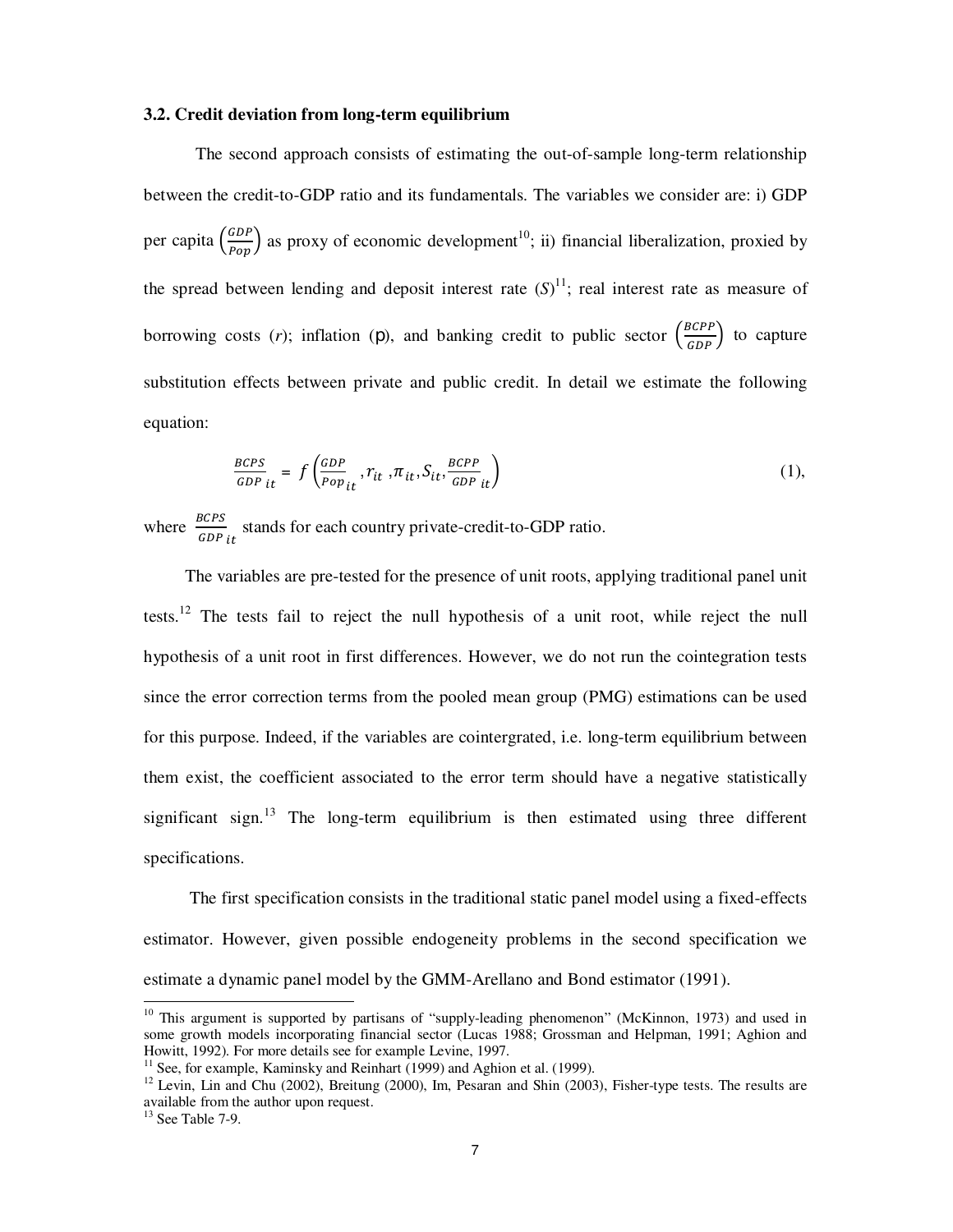### 3.2. Credit deviation from long-term equilibrium

The second approach consists of estimating the out-of-sample long-term relationship between the credit-to-GDP ratio and its fundamentals. The variables we consider are: i) GDP per capita $\left(\frac{GDP}{Pop}\right)$ as proxy of economic development[10]; ii) financial liberalization, proxied by the spread between lending and deposit interest rate (*S*)[11]; real interest rate as measure of borrowing costs (*r*); inflation (p), and banking credit to public sector $\left(\frac{BCPP}{GDP}\right)$ to capture substitution effects between private and public credit. In detail we estimate the following equation:

$$\frac{BCPS}{GDP}_{it} = f\left(\frac{GDP}{Pop}_{it}, r_{it}, \pi_{it}, S_{it}, \frac{BCPP}{GDP}_{it}\right) \quad (1),$$

where $\frac{BCPS}{GDP}_{it}$ stands for each country private-credit-to-GDP ratio.

The variables are pre-tested for the presence of unit roots, applying traditional panel unit tests.[12] The tests fail to reject the null hypothesis of a unit root, while reject the null hypothesis of a unit root in first differences. However, we do not run the cointegration tests since the error correction terms from the pooled mean group (PMG) estimations can be used for this purpose. Indeed, if the variables are cointergrated, i.e. long-term equilibrium between them exist, the coefficient associated to the error term should have a negative statistically significant sign.[13] The long-term equilibrium is then estimated using three different specifications.

The first specification consists in the traditional static panel model using a fixed-effects estimator. However, given possible endogeneity problems in the second specification we estimate a dynamic panel model by the GMM-Arellano and Bond estimator (1991).

---

[10] This argument is supported by partisans of "supply-leading phenomenon" (McKinnon, 1973) and used in some growth models incorporating financial sector (Lucas 1988; Grossman and Helpman, 1991; Aghion and Howitt, 1992). For more details see for example Levine, 1997.

[11] See, for example, Kaminsky and Reinhart (1999) and Aghion et al. (1999).

[12] Levin, Lin and Chu (2002), Breitung (2000), Im, Pesaran and Shin (2003), Fisher-type tests. The results are available from the author upon request.

[13] See Table 7-9.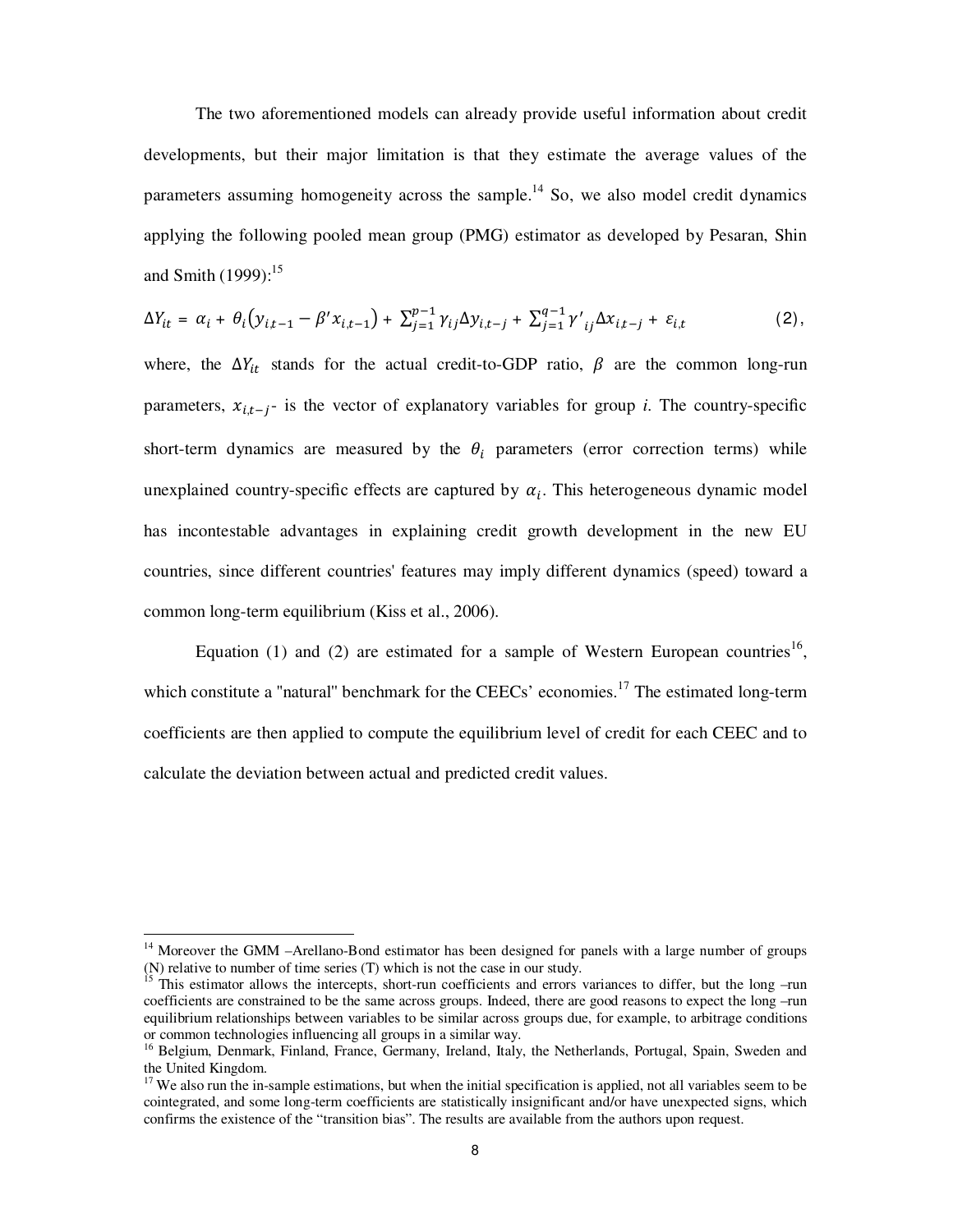The two aforementioned models can already provide useful information about credit developments, but their major limitation is that they estimate the average values of the parameters assuming homogeneity across the sample.[14] So, we also model credit dynamics applying the following pooled mean group (PMG) estimator as developed by Pesaran, Shin and Smith (1999):[15]

$$\Delta Y_{it} = \alpha_i + \theta_i\left(y_{i,t-1} - \beta' x_{i,t-1}\right) + \sum_{j=1}^{p-1} \gamma_{ij} \Delta y_{i,t-j} + \sum_{j=1}^{q-1} \gamma'_{ij} \Delta x_{i,t-j} + \varepsilon_{i,t} \qquad (2),$$

where, the $\Delta Y_{it}$ stands for the actual credit-to-GDP ratio, $\beta$ are the common long-run parameters, $x_{i,t-j}$- is the vector of explanatory variables for group *i.* The country-specific short-term dynamics are measured by the $\theta_i$ parameters (error correction terms) while unexplained country-specific effects are captured by $\alpha_i$. This heterogeneous dynamic model has incontestable advantages in explaining credit growth development in the new EU countries, since different countries' features may imply different dynamics (speed) toward a common long-term equilibrium (Kiss et al., 2006).

Equation (1) and (2) are estimated for a sample of Western European countries[16], which constitute a "natural" benchmark for the CEECs' economies.[17] The estimated long-term coefficients are then applied to compute the equilibrium level of credit for each CEEC and to calculate the deviation between actual and predicted credit values.

---

[14] Moreover the GMM –Arellano-Bond estimator has been designed for panels with a large number of groups (N) relative to number of time series (T) which is not the case in our study.

[15] This estimator allows the intercepts, short-run coefficients and errors variances to differ, but the long –run coefficients are constrained to be the same across groups. Indeed, there are good reasons to expect the long –run equilibrium relationships between variables to be similar across groups due, for example, to arbitrage conditions or common technologies influencing all groups in a similar way.

[16] Belgium, Denmark, Finland, France, Germany, Ireland, Italy, the Netherlands, Portugal, Spain, Sweden and the United Kingdom.

[17] We also run the in-sample estimations, but when the initial specification is applied, not all variables seem to be cointegrated, and some long-term coefficients are statistically insignificant and/or have unexpected signs, which confirms the existence of the "transition bias". The results are available from the authors upon request.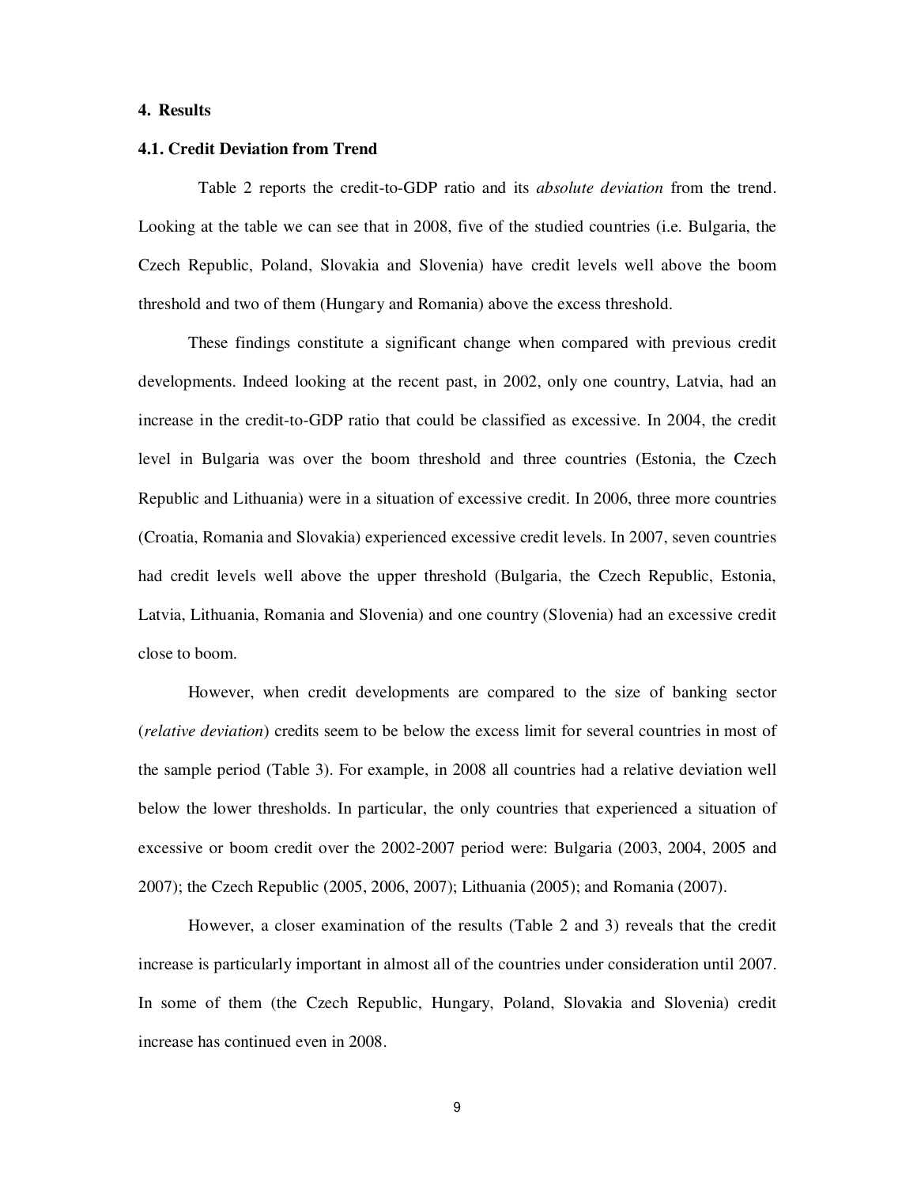## 4. Results

### 4.1. Credit Deviation from Trend

Table 2 reports the credit-to-GDP ratio and its *absolute deviation* from the trend. Looking at the table we can see that in 2008, five of the studied countries (i.e. Bulgaria, the Czech Republic, Poland, Slovakia and Slovenia) have credit levels well above the boom threshold and two of them (Hungary and Romania) above the excess threshold.

These findings constitute a significant change when compared with previous credit developments. Indeed looking at the recent past, in 2002, only one country, Latvia, had an increase in the credit-to-GDP ratio that could be classified as excessive. In 2004, the credit level in Bulgaria was over the boom threshold and three countries (Estonia, the Czech Republic and Lithuania) were in a situation of excessive credit. In 2006, three more countries (Croatia, Romania and Slovakia) experienced excessive credit levels. In 2007, seven countries had credit levels well above the upper threshold (Bulgaria, the Czech Republic, Estonia, Latvia, Lithuania, Romania and Slovenia) and one country (Slovenia) had an excessive credit close to boom.

However, when credit developments are compared to the size of banking sector (*relative deviation*) credits seem to be below the excess limit for several countries in most of the sample period (Table 3). For example, in 2008 all countries had a relative deviation well below the lower thresholds. In particular, the only countries that experienced a situation of excessive or boom credit over the 2002-2007 period were: Bulgaria (2003, 2004, 2005 and 2007); the Czech Republic (2005, 2006, 2007); Lithuania (2005); and Romania (2007).

However, a closer examination of the results (Table 2 and 3) reveals that the credit increase is particularly important in almost all of the countries under consideration until 2007. In some of them (the Czech Republic, Hungary, Poland, Slovakia and Slovenia) credit increase has continued even in 2008.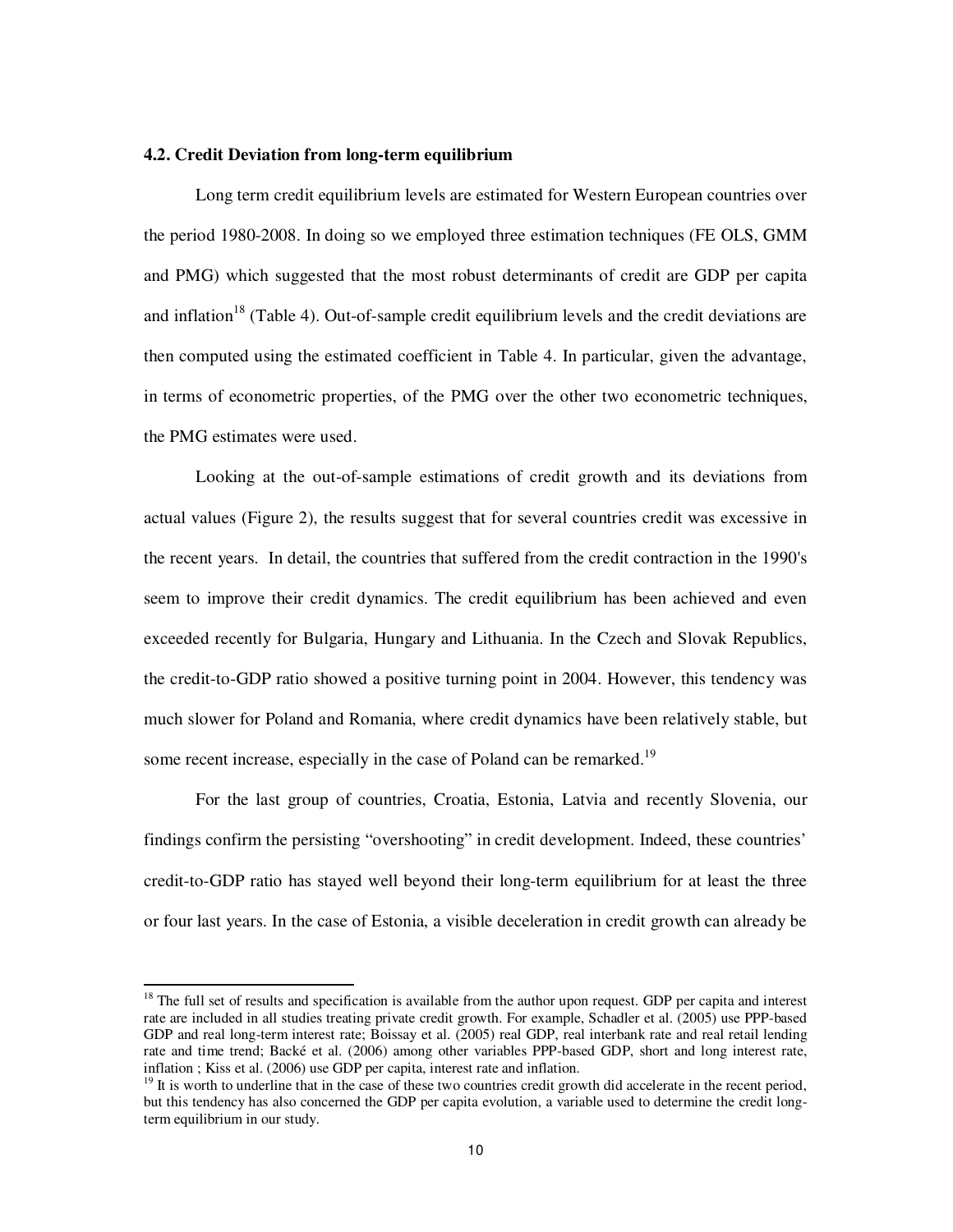### 4.2. Credit Deviation from long-term equilibrium

Long term credit equilibrium levels are estimated for Western European countries over the period 1980-2008. In doing so we employed three estimation techniques (FE OLS, GMM and PMG) which suggested that the most robust determinants of credit are GDP per capita and inflation[18] (Table 4). Out-of-sample credit equilibrium levels and the credit deviations are then computed using the estimated coefficient in Table 4. In particular, given the advantage, in terms of econometric properties, of the PMG over the other two econometric techniques, the PMG estimates were used.

Looking at the out-of-sample estimations of credit growth and its deviations from actual values (Figure 2), the results suggest that for several countries credit was excessive in the recent years. In detail, the countries that suffered from the credit contraction in the 1990's seem to improve their credit dynamics. The credit equilibrium has been achieved and even exceeded recently for Bulgaria, Hungary and Lithuania. In the Czech and Slovak Republics, the credit-to-GDP ratio showed a positive turning point in 2004. However, this tendency was much slower for Poland and Romania, where credit dynamics have been relatively stable, but some recent increase, especially in the case of Poland can be remarked.[19]

For the last group of countries, Croatia, Estonia, Latvia and recently Slovenia, our findings confirm the persisting "overshooting" in credit development. Indeed, these countries' credit-to-GDP ratio has stayed well beyond their long-term equilibrium for at least the three or four last years. In the case of Estonia, a visible deceleration in credit growth can already be

---

[18] The full set of results and specification is available from the author upon request. GDP per capita and interest rate are included in all studies treating private credit growth. For example, Schadler et al. (2005) use PPP-based GDP and real long-term interest rate; Boissay et al. (2005) real GDP, real interbank rate and real retail lending rate and time trend; Backé et al. (2006) among other variables PPP-based GDP, short and long interest rate, inflation ; Kiss et al. (2006) use GDP per capita, interest rate and inflation.

[19] It is worth to underline that in the case of these two countries credit growth did accelerate in the recent period, but this tendency has also concerned the GDP per capita evolution, a variable used to determine the credit long-term equilibrium in our study.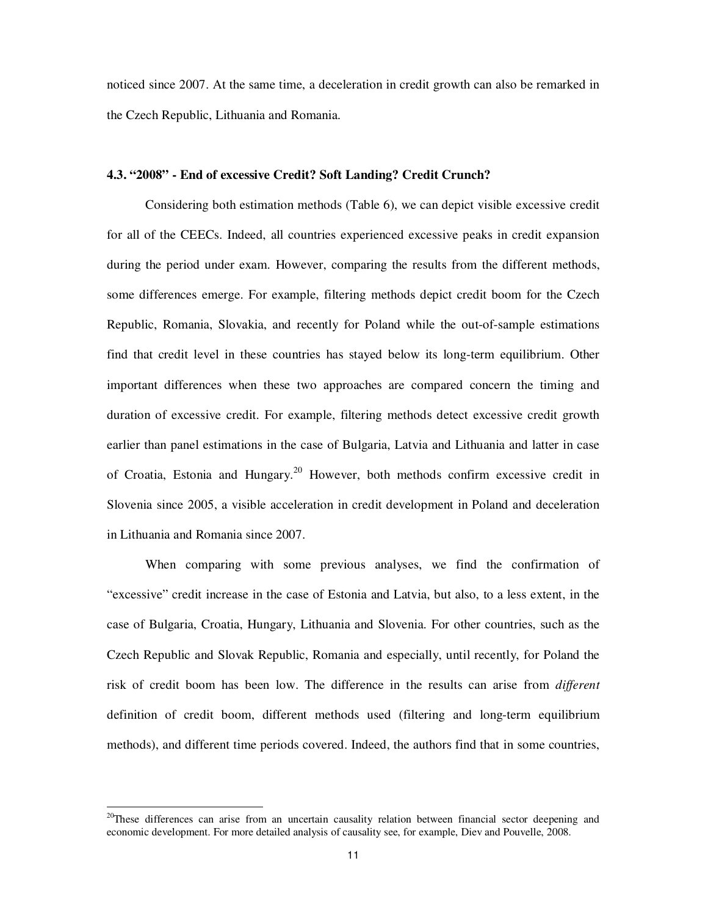noticed since 2007. At the same time, a deceleration in credit growth can also be remarked in the Czech Republic, Lithuania and Romania.

### 4.3. "2008" - End of excessive Credit? Soft Landing? Credit Crunch?

Considering both estimation methods (Table 6), we can depict visible excessive credit for all of the CEECs. Indeed, all countries experienced excessive peaks in credit expansion during the period under exam. However, comparing the results from the different methods, some differences emerge. For example, filtering methods depict credit boom for the Czech Republic, Romania, Slovakia, and recently for Poland while the out-of-sample estimations find that credit level in these countries has stayed below its long-term equilibrium. Other important differences when these two approaches are compared concern the timing and duration of excessive credit. For example, filtering methods detect excessive credit growth earlier than panel estimations in the case of Bulgaria, Latvia and Lithuania and latter in case of Croatia, Estonia and Hungary.[20] However, both methods confirm excessive credit in Slovenia since 2005, a visible acceleration in credit development in Poland and deceleration in Lithuania and Romania since 2007.

When comparing with some previous analyses, we find the confirmation of "excessive" credit increase in the case of Estonia and Latvia, but also, to a less extent, in the case of Bulgaria, Croatia, Hungary, Lithuania and Slovenia. For other countries, such as the Czech Republic and Slovak Republic, Romania and especially, until recently, for Poland the risk of credit boom has been low. The difference in the results can arise from *different* definition of credit boom, different methods used (filtering and long-term equilibrium methods), and different time periods covered. Indeed, the authors find that in some countries,

---

[20] These differences can arise from an uncertain causality relation between financial sector deepening and economic development. For more detailed analysis of causality see, for example, Diev and Pouvelle, 2008.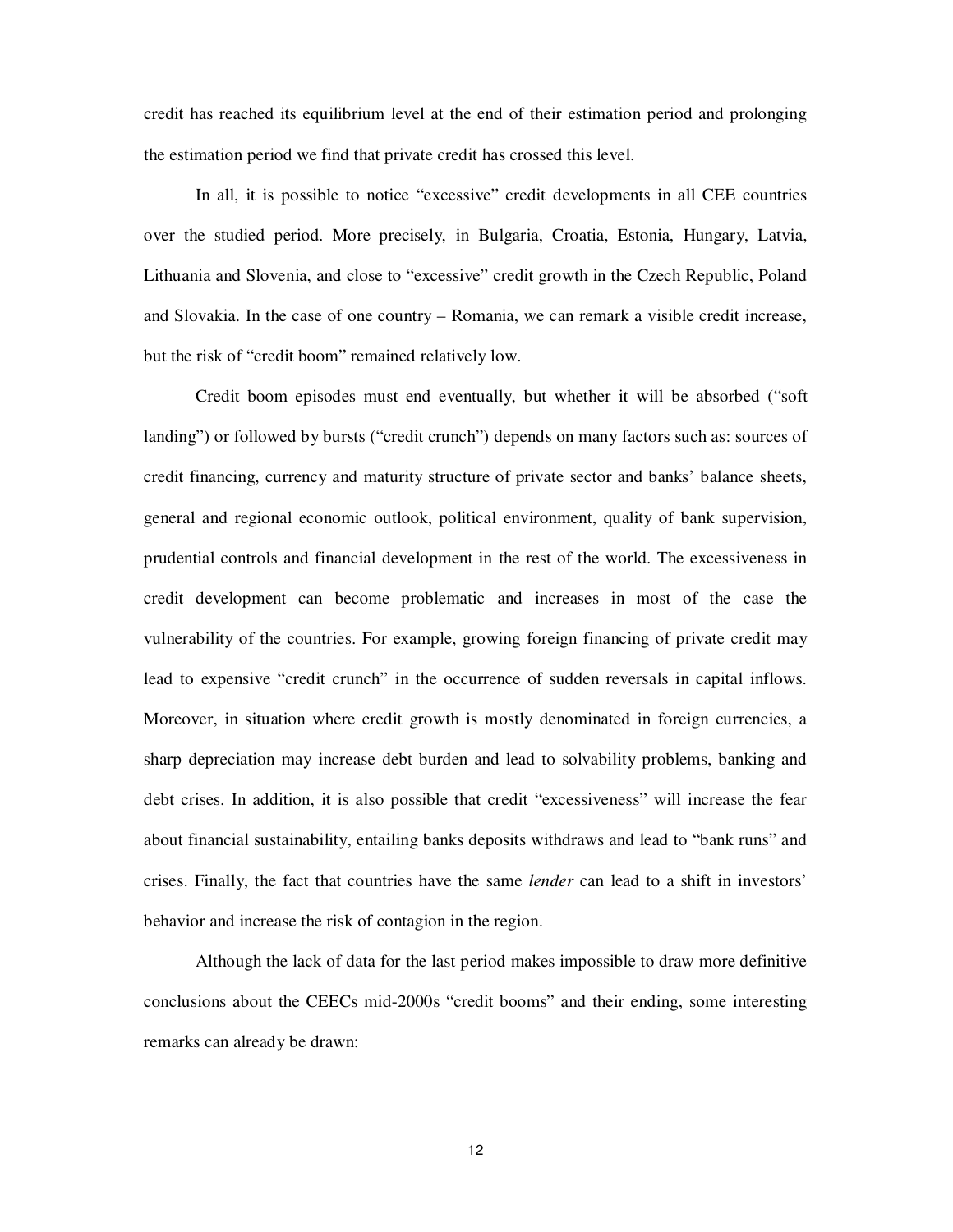credit has reached its equilibrium level at the end of their estimation period and prolonging the estimation period we find that private credit has crossed this level.

In all, it is possible to notice "excessive" credit developments in all CEE countries over the studied period. More precisely, in Bulgaria, Croatia, Estonia, Hungary, Latvia, Lithuania and Slovenia, and close to "excessive" credit growth in the Czech Republic, Poland and Slovakia. In the case of one country – Romania, we can remark a visible credit increase, but the risk of "credit boom" remained relatively low.

Credit boom episodes must end eventually, but whether it will be absorbed ("soft landing") or followed by bursts ("credit crunch") depends on many factors such as: sources of credit financing, currency and maturity structure of private sector and banks' balance sheets, general and regional economic outlook, political environment, quality of bank supervision, prudential controls and financial development in the rest of the world. The excessiveness in credit development can become problematic and increases in most of the case the vulnerability of the countries. For example, growing foreign financing of private credit may lead to expensive "credit crunch" in the occurrence of sudden reversals in capital inflows. Moreover, in situation where credit growth is mostly denominated in foreign currencies, a sharp depreciation may increase debt burden and lead to solvability problems, banking and debt crises. In addition, it is also possible that credit "excessiveness" will increase the fear about financial sustainability, entailing banks deposits withdraws and lead to "bank runs" and crises. Finally, the fact that countries have the same *lender* can lead to a shift in investors' behavior and increase the risk of contagion in the region.

Although the lack of data for the last period makes impossible to draw more definitive conclusions about the CEECs mid-2000s "credit booms" and their ending, some interesting remarks can already be drawn: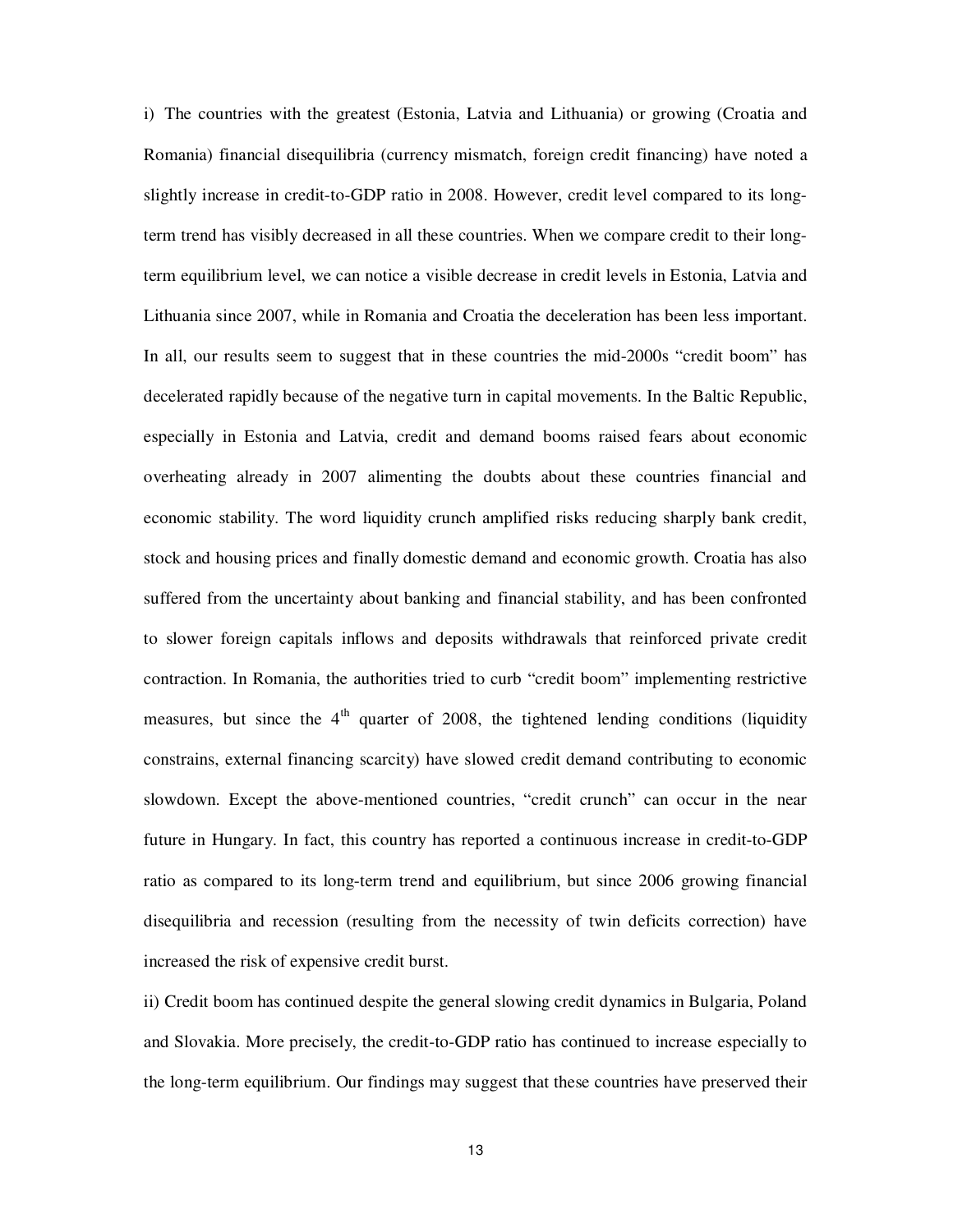i) The countries with the greatest (Estonia, Latvia and Lithuania) or growing (Croatia and Romania) financial disequilibria (currency mismatch, foreign credit financing) have noted a slightly increase in credit-to-GDP ratio in 2008. However, credit level compared to its long-term trend has visibly decreased in all these countries. When we compare credit to their long-term equilibrium level, we can notice a visible decrease in credit levels in Estonia, Latvia and Lithuania since 2007, while in Romania and Croatia the deceleration has been less important. In all, our results seem to suggest that in these countries the mid-2000s "credit boom" has decelerated rapidly because of the negative turn in capital movements. In the Baltic Republic, especially in Estonia and Latvia, credit and demand booms raised fears about economic overheating already in 2007 alimenting the doubts about these countries financial and economic stability. The word liquidity crunch amplified risks reducing sharply bank credit, stock and housing prices and finally domestic demand and economic growth. Croatia has also suffered from the uncertainty about banking and financial stability, and has been confronted to slower foreign capitals inflows and deposits withdrawals that reinforced private credit contraction. In Romania, the authorities tried to curb "credit boom" implementing restrictive measures, but since the 4th quarter of 2008, the tightened lending conditions (liquidity constrains, external financing scarcity) have slowed credit demand contributing to economic slowdown. Except the above-mentioned countries, "credit crunch" can occur in the near future in Hungary. In fact, this country has reported a continuous increase in credit-to-GDP ratio as compared to its long-term trend and equilibrium, but since 2006 growing financial disequilibria and recession (resulting from the necessity of twin deficits correction) have increased the risk of expensive credit burst.

ii) Credit boom has continued despite the general slowing credit dynamics in Bulgaria, Poland and Slovakia. More precisely, the credit-to-GDP ratio has continued to increase especially to the long-term equilibrium. Our findings may suggest that these countries have preserved their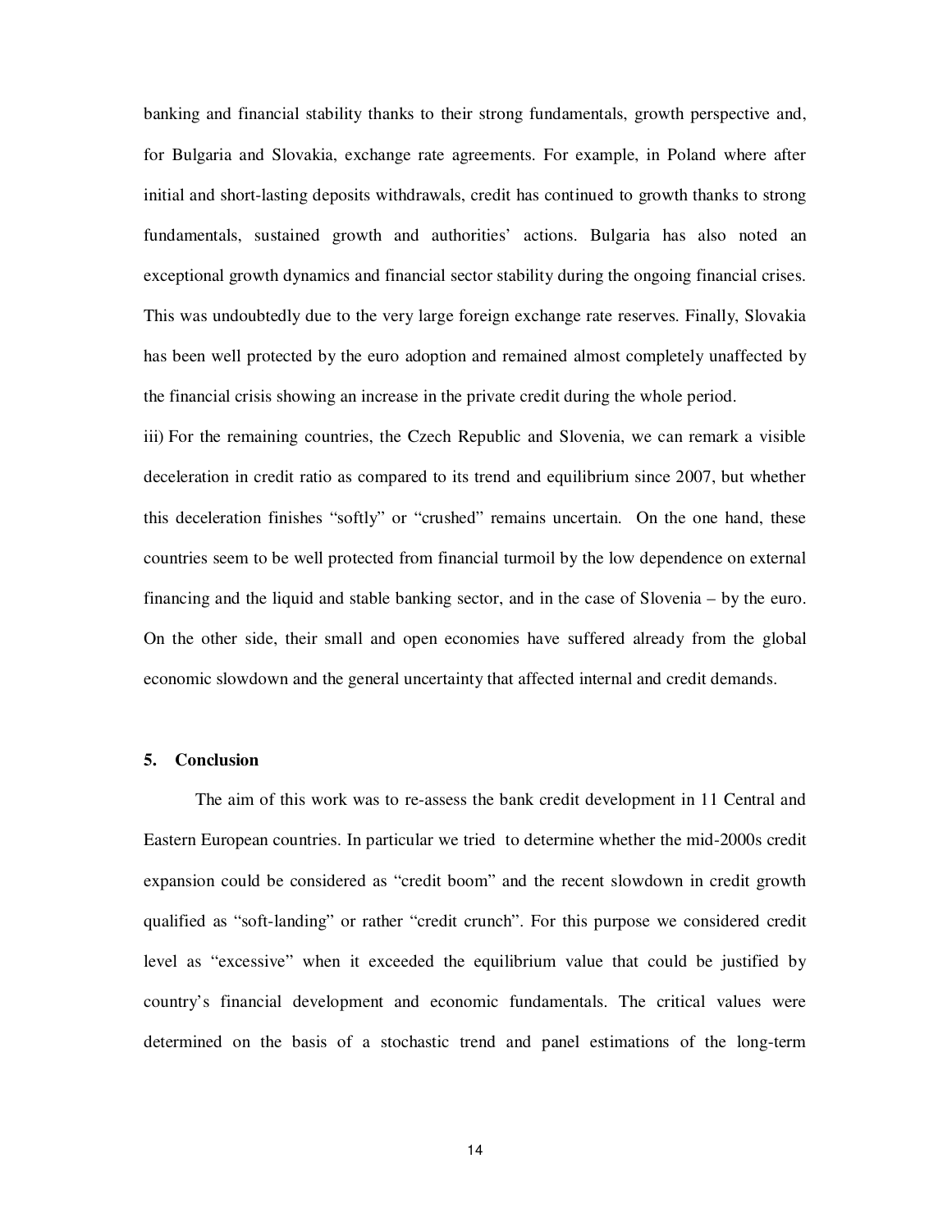banking and financial stability thanks to their strong fundamentals, growth perspective and, for Bulgaria and Slovakia, exchange rate agreements. For example, in Poland where after initial and short-lasting deposits withdrawals, credit has continued to growth thanks to strong fundamentals, sustained growth and authorities' actions. Bulgaria has also noted an exceptional growth dynamics and financial sector stability during the ongoing financial crises. This was undoubtedly due to the very large foreign exchange rate reserves. Finally, Slovakia has been well protected by the euro adoption and remained almost completely unaffected by the financial crisis showing an increase in the private credit during the whole period.

iii) For the remaining countries, the Czech Republic and Slovenia, we can remark a visible deceleration in credit ratio as compared to its trend and equilibrium since 2007, but whether this deceleration finishes "softly" or "crushed" remains uncertain. On the one hand, these countries seem to be well protected from financial turmoil by the low dependence on external financing and the liquid and stable banking sector, and in the case of Slovenia – by the euro. On the other side, their small and open economies have suffered already from the global economic slowdown and the general uncertainty that affected internal and credit demands.

## 5. Conclusion

The aim of this work was to re-assess the bank credit development in 11 Central and Eastern European countries. In particular we tried to determine whether the mid-2000s credit expansion could be considered as "credit boom" and the recent slowdown in credit growth qualified as "soft-landing" or rather "credit crunch". For this purpose we considered credit level as "excessive" when it exceeded the equilibrium value that could be justified by country's financial development and economic fundamentals. The critical values were determined on the basis of a stochastic trend and panel estimations of the long-term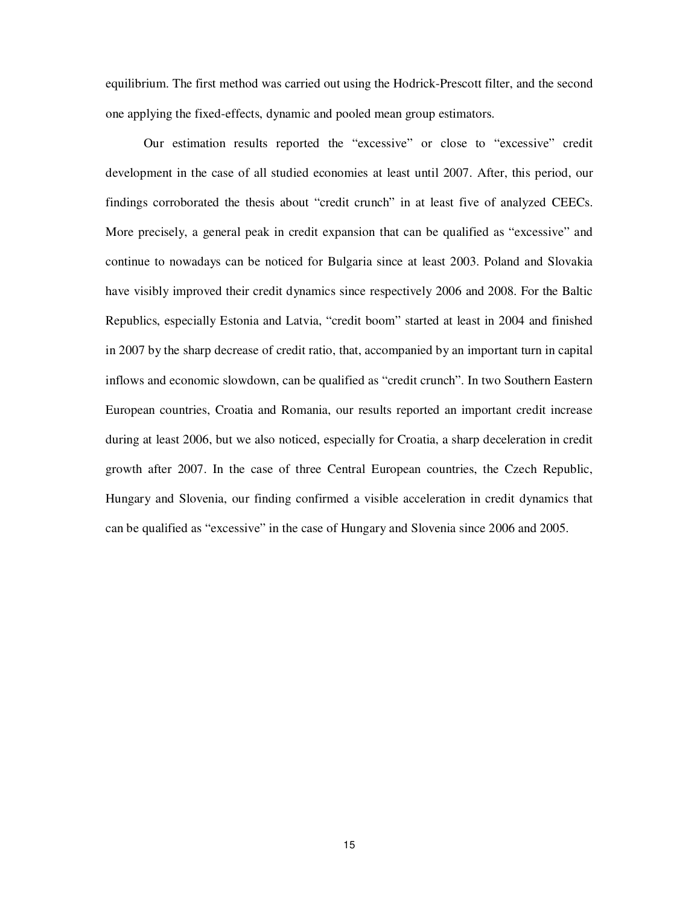equilibrium. The first method was carried out using the Hodrick-Prescott filter, and the second one applying the fixed-effects, dynamic and pooled mean group estimators.

Our estimation results reported the "excessive" or close to "excessive" credit development in the case of all studied economies at least until 2007. After, this period, our findings corroborated the thesis about "credit crunch" in at least five of analyzed CEECs. More precisely, a general peak in credit expansion that can be qualified as "excessive" and continue to nowadays can be noticed for Bulgaria since at least 2003. Poland and Slovakia have visibly improved their credit dynamics since respectively 2006 and 2008. For the Baltic Republics, especially Estonia and Latvia, "credit boom" started at least in 2004 and finished in 2007 by the sharp decrease of credit ratio, that, accompanied by an important turn in capital inflows and economic slowdown, can be qualified as "credit crunch". In two Southern Eastern European countries, Croatia and Romania, our results reported an important credit increase during at least 2006, but we also noticed, especially for Croatia, a sharp deceleration in credit growth after 2007. In the case of three Central European countries, the Czech Republic, Hungary and Slovenia, our finding confirmed a visible acceleration in credit dynamics that can be qualified as "excessive" in the case of Hungary and Slovenia since 2006 and 2005.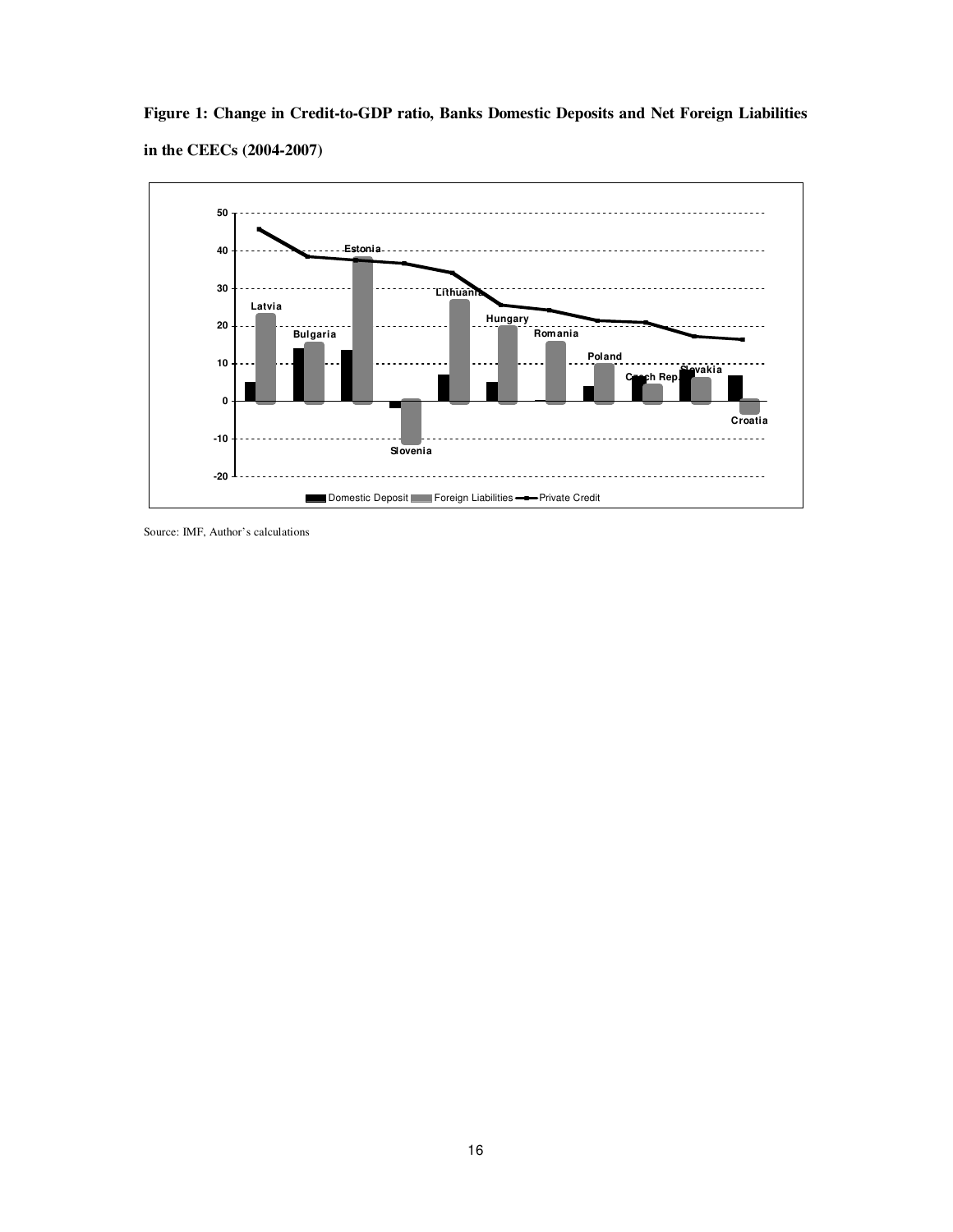**Figure 1: Change in Credit-to-GDP ratio, Banks Domestic Deposits and Net Foreign Liabilities in the CEECs (2004-2007)**

Source: IMF, Author's calculations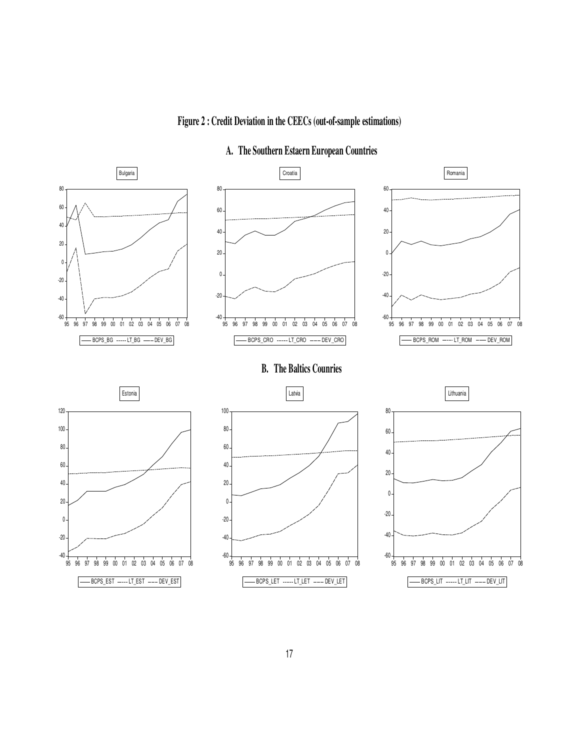# Figure 2 : Credit Deviation in the CEECs (out-of-sample estimations)

## A. The Southern Estaern European Countries

Bulgaria

BCPS_BG ----- LT_BG —— DEV_BG

Croatia

BCPS_CRO ----- LT_CRO —— DEV_CRO

Romania

BCPS_ROM ----- LT_ROM —— DEV_ROM

## B. The Baltics Counries

Estonia

BCPS_EST ----- LT_EST —— DEV_EST

Latvia

BCPS_LET ----- LT_LET —— DEV_LET

Lithuania

BCPS_LIT ----- LT_LIT —— DEV_LIT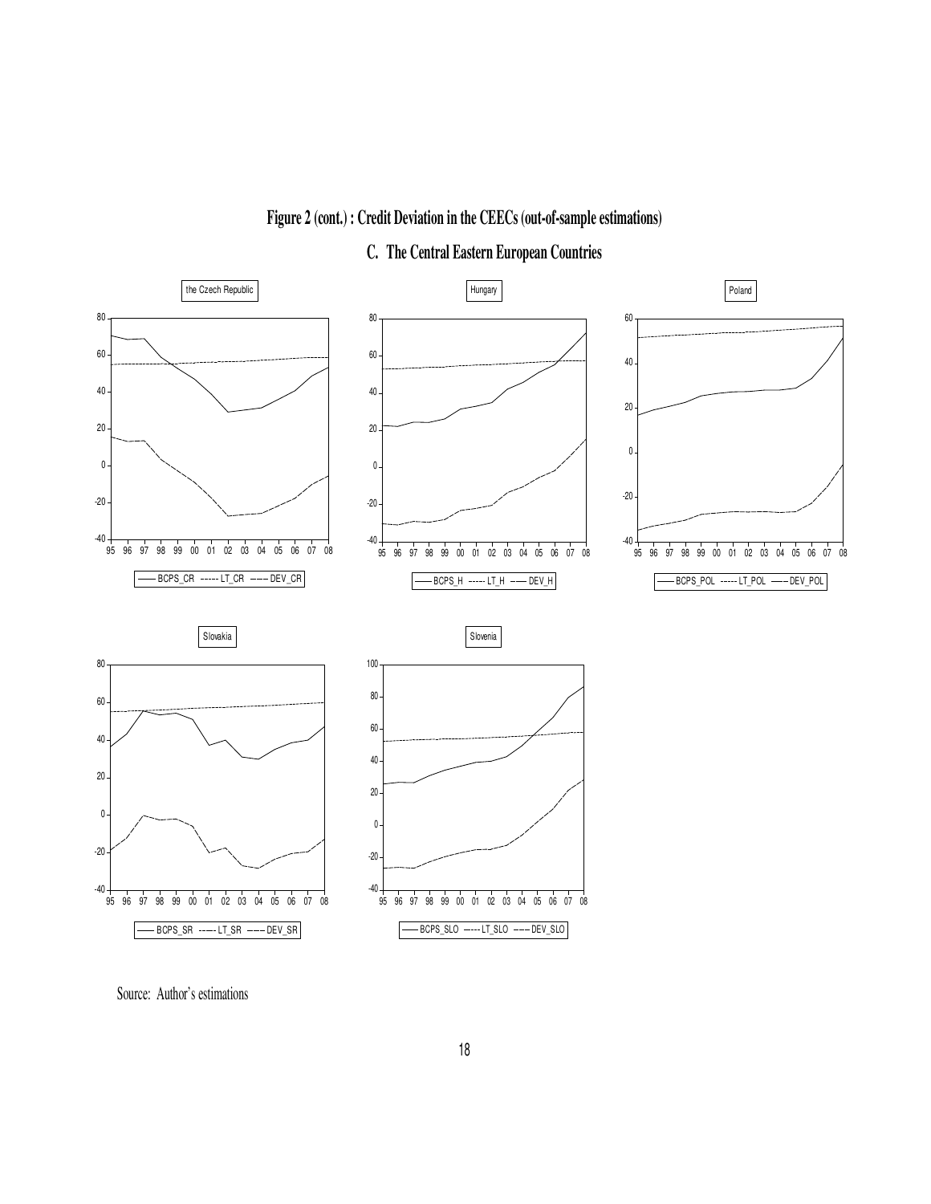**Figure 2 (cont.) : Credit Deviation in the CEECs (out-of-sample estimations)**

**C. The Central Eastern European Countries**

the Czech Republic

BCPS_CR ----- LT_CR ---- DEV_CR

Hungary

BCPS_H ----- LT_H ---- DEV_H

Poland

BCPS_POL ----- LT_POL ---- DEV_POL

Slovakia

BCPS_SR ----- LT_SR ---- DEV_SR

Slovenia

BCPS_SLO ----- LT_SLO ---- DEV_SLO

Source: Author's estimations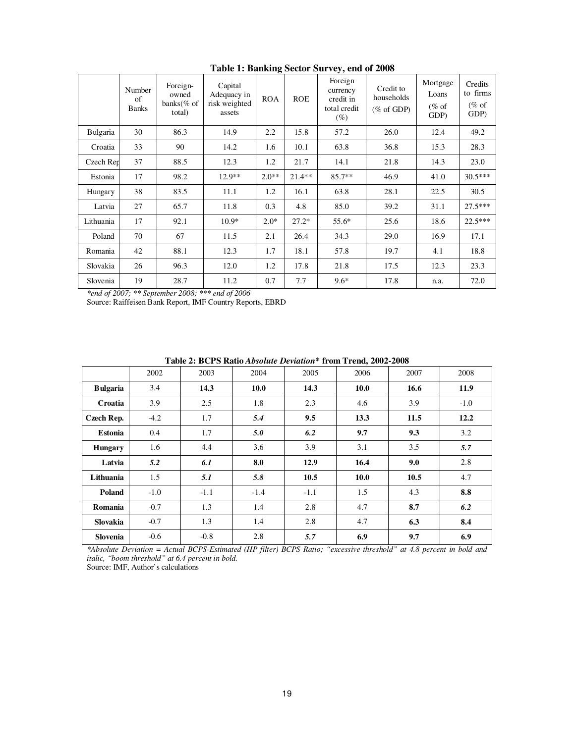**Table 1: Banking Sector Survey, end of 2008**

| | Number of Banks | Foreign-owned banks(% of total) | Capital Adequacy in risk weighted assets | ROA | ROE | Foreign currency credit in total credit (%) | Credit to households (% of GDP) | Mortgage Loans (% of GDP) | Credits to firms (% of GDP) |
|---|---|---|---|---|---|---|---|---|---|
| Bulgaria | 30 | 86.3 | 14.9 | 2.2 | 15.8 | 57.2 | 26.0 | 12.4 | 49.2 |
| Croatia | 33 | 90 | 14.2 | 1.6 | 10.1 | 63.8 | 36.8 | 15.3 | 28.3 |
| Czech Rep | 37 | 88.5 | 12.3 | 1.2 | 21.7 | 14.1 | 21.8 | 14.3 | 23.0 |
| Estonia | 17 | 98.2 | 12.9** | 2.0** | 21.4** | 85.7** | 46.9 | 41.0 | 30.5*** |
| Hungary | 38 | 83.5 | 11.1 | 1.2 | 16.1 | 63.8 | 28.1 | 22.5 | 30.5 |
| Latvia | 27 | 65.7 | 11.8 | 0.3 | 4.8 | 85.0 | 39.2 | 31.1 | 27.5*** |
| Lithuania | 17 | 92.1 | 10.9* | 2.0* | 27.2* | 55.6* | 25.6 | 18.6 | 22.5*** |
| Poland | 70 | 67 | 11.5 | 2.1 | 26.4 | 34.3 | 29.0 | 16.9 | 17.1 |
| Romania | 42 | 88.1 | 12.3 | 1.7 | 18.1 | 57.8 | 19.7 | 4.1 | 18.8 |
| Slovakia | 26 | 96.3 | 12.0 | 1.2 | 17.8 | 21.8 | 17.5 | 12.3 | 23.3 |
| Slovenia | 19 | 28.7 | 11.2 | 0.7 | 7.7 | 9.6* | 17.8 | n.a. | 72.0 |

*\*end of 2007; \*\* September 2008; \*\*\* end of 2006*

Source: Raiffeisen Bank Report, IMF Country Reports, EBRD

**Table 2: BCPS Ratio *Absolute Deviation** from Trend, 2002-2008**

| | 2002 | 2003 | 2004 | 2005 | 2006 | 2007 | 2008 |
|---|---|---|---|---|---|---|---|
| **Bulgaria** | 3.4 | **14.3** | **10.0** | **14.3** | **10.0** | **16.6** | **11.9** |
| **Croatia** | 3.9 | 2.5 | 1.8 | 2.3 | 4.6 | 3.9 | -1.0 |
| **Czech Rep.** | -4.2 | 1.7 | ***5.4*** | **9.5** | **13.3** | **11.5** | **12.2** |
| **Estonia** | 0.4 | 1.7 | ***5.0*** | ***6.2*** | **9.7** | **9.3** | 3.2 |
| **Hungary** | 1.6 | 4.4 | 3.6 | 3.9 | 3.1 | 3.5 | ***5.7*** |
| **Latvia** | ***5.2*** | ***6.1*** | **8.0** | **12.9** | **16.4** | **9.0** | 2.8 |
| **Lithuania** | 1.5 | ***5.1*** | ***5.8*** | **10.5** | **10.0** | **10.5** | 4.7 |
| **Poland** | -1.0 | -1.1 | -1.4 | -1.1 | 1.5 | 4.3 | **8.8** |
| **Romania** | -0.7 | 1.3 | 1.4 | 2.8 | 4.7 | **8.7** | ***6.2*** |
| **Slovakia** | -0.7 | 1.3 | 1.4 | 2.8 | 4.7 | **6.3** | **8.4** |
| **Slovenia** | -0.6 | -0.8 | 2.8 | ***5.7*** | **6.9** | **9.7** | **6.9** |

*\*Absolute Deviation = Actual BCPS-Estimated (HP filter) BCPS Ratio; "excessive threshold" at 4.8 percent in bold and italic, "boom threshold" at 6.4 percent in bold.*

Source: IMF, Author's calculations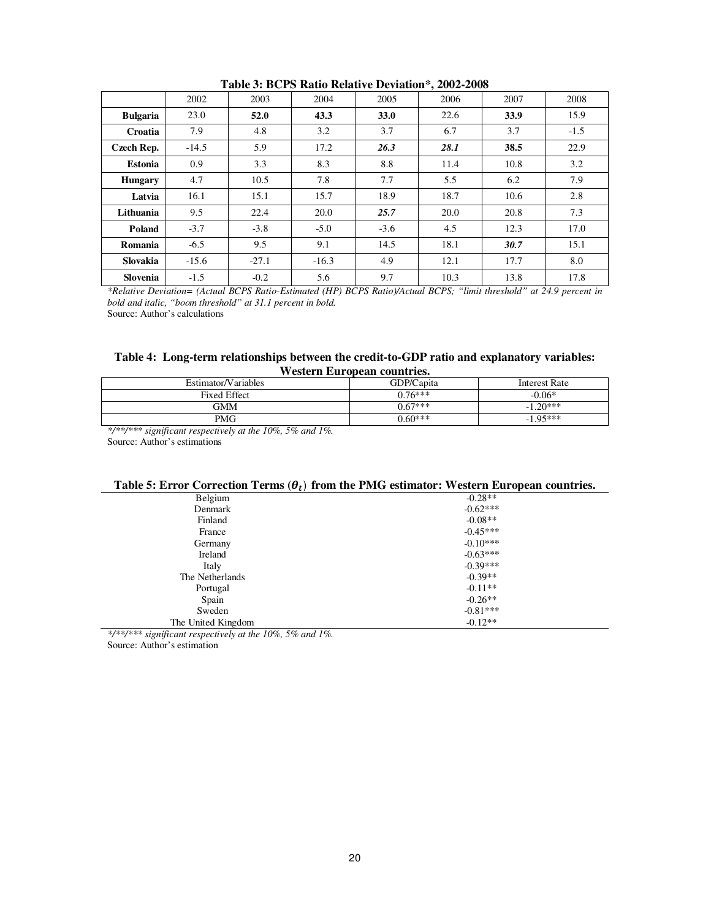**Table 3: BCPS Ratio Relative Deviation*, 2002-2008**

| | 2002 | 2003 | 2004 | 2005 | 2006 | 2007 | 2008 |
|---|---|---|---|---|---|---|---|
| **Bulgaria** | 23.0 | **52.0** | **43.3** | **33.0** | 22.6 | **33.9** | 15.9 |
| **Croatia** | 7.9 | 4.8 | 3.2 | 3.7 | 6.7 | 3.7 | -1.5 |
| **Czech Rep.** | -14.5 | 5.9 | 17.2 | ***26.3*** | ***28.1*** | **38.5** | 22.9 |
| **Estonia** | 0.9 | 3.3 | 8.3 | 8.8 | 11.4 | 10.8 | 3.2 |
| **Hungary** | 4.7 | 10.5 | 7.8 | 7.7 | 5.5 | 6.2 | 7.9 |
| **Latvia** | 16.1 | 15.1 | 15.7 | 18.9 | 18.7 | 10.6 | 2.8 |
| **Lithuania** | 9.5 | 22.4 | 20.0 | ***25.7*** | 20.0 | 20.8 | 7.3 |
| **Poland** | -3.7 | -3.8 | -5.0 | -3.6 | 4.5 | 12.3 | 17.0 |
| **Romania** | -6.5 | 9.5 | 9.1 | 14.5 | 18.1 | ***30.7*** | 15.1 |
| **Slovakia** | -15.6 | -27.1 | -16.3 | 4.9 | 12.1 | 17.7 | 8.0 |
| **Slovenia** | -1.5 | -0.2 | 5.6 | 9.7 | 10.3 | 13.8 | 17.8 |

*\*Relative Deviation= (Actual BCPS Ratio-Estimated (HP) BCPS Ratio)/Actual BCPS; "limit threshold" at 24.9 percent in bold and italic, "boom threshold" at 31.1 percent in bold.*

Source: Author's calculations

**Table 4: Long-term relationships between the credit-to-GDP ratio and explanatory variables: Western European countries.**

| Estimator/Variables | GDP/Capita | Interest Rate |
|---|---|---|
| Fixed Effect | 0.76*** | -0.06* |
| GMM | 0.67*** | -1.20*** |
| PMG | 0.60*** | -1.95*** |

*\*/\*\*/\*\*\* significant respectively at the 10%, 5% and 1%.*

Source: Author's estimations

**Table 5: Error Correction Terms ($\theta_t$) from the PMG estimator: Western European countries.**

| | |
|---|---|
| Belgium | -0.28** |
| Denmark | -0.62*** |
| Finland | -0.08** |
| France | -0.45*** |
| Germany | -0.10*** |
| Ireland | -0.63*** |
| Italy | -0.39*** |
| The Netherlands | -0.39** |
| Portugal | -0.11** |
| Spain | -0.26** |
| Sweden | -0.81*** |
| The United Kingdom | -0.12** |

*\*/\*\*/\*\*\* significant respectively at the 10%, 5% and 1%.*

Source: Author's estimation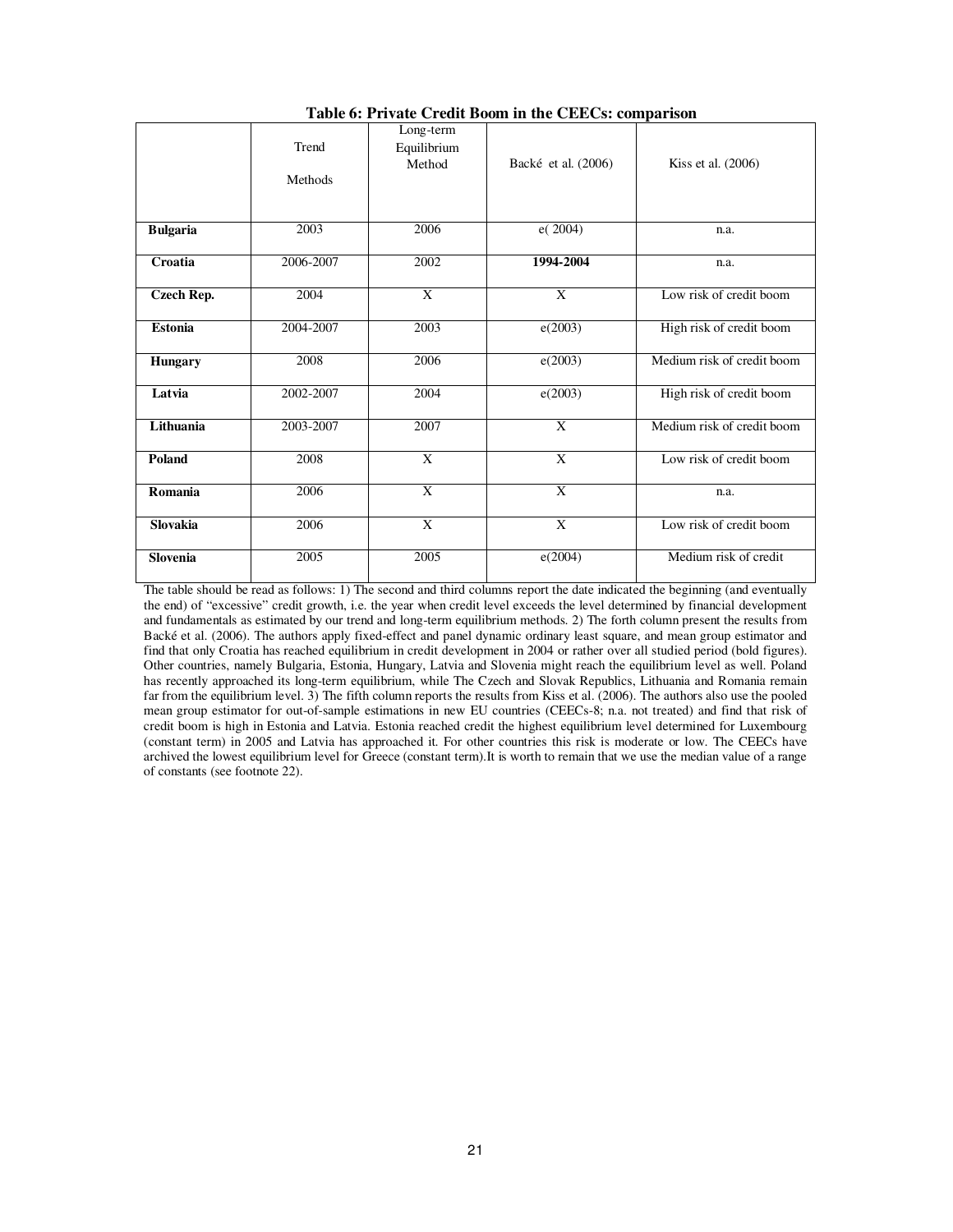**Table 6: Private Credit Boom in the CEECs: comparison**

| | Trend Methods | Long-term Equilibrium Method | Backé et al. (2006) | Kiss et al. (2006) |
|---|---|---|---|---|
| **Bulgaria** | 2003 | 2006 | e( 2004) | n.a. |
| **Croatia** | 2006-2007 | 2002 | **1994-2004** | n.a. |
| **Czech Rep.** | 2004 | X | X | Low risk of credit boom |
| **Estonia** | 2004-2007 | 2003 | e(2003) | High risk of credit boom |
| **Hungary** | 2008 | 2006 | e(2003) | Medium risk of credit boom |
| **Latvia** | 2002-2007 | 2004 | e(2003) | High risk of credit boom |
| **Lithuania** | 2003-2007 | 2007 | X | Medium risk of credit boom |
| **Poland** | 2008 | X | X | Low risk of credit boom |
| **Romania** | 2006 | X | X | n.a. |
| **Slovakia** | 2006 | X | X | Low risk of credit boom |
| **Slovenia** | 2005 | 2005 | e(2004) | Medium risk of credit |

The table should be read as follows: 1) The second and third columns report the date indicated the beginning (and eventually the end) of "excessive" credit growth, i.e. the year when credit level exceeds the level determined by financial development and fundamentals as estimated by our trend and long-term equilibrium methods. 2) The forth column present the results from Backé et al. (2006). The authors apply fixed-effect and panel dynamic ordinary least square, and mean group estimator and find that only Croatia has reached equilibrium in credit development in 2004 or rather over all studied period (bold figures). Other countries, namely Bulgaria, Estonia, Hungary, Latvia and Slovenia might reach the equilibrium level as well. Poland has recently approached its long-term equilibrium, while The Czech and Slovak Republics, Lithuania and Romania remain far from the equilibrium level. 3) The fifth column reports the results from Kiss et al. (2006). The authors also use the pooled mean group estimator for out-of-sample estimations in new EU countries (CEECs-8; n.a. not treated) and find that risk of credit boom is high in Estonia and Latvia. Estonia reached credit the highest equilibrium level determined for Luxembourg (constant term) in 2005 and Latvia has approached it. For other countries this risk is moderate or low. The CEECs have archived the lowest equilibrium level for Greece (constant term).It is worth to remain that we use the median value of a range of constants (see footnote 22).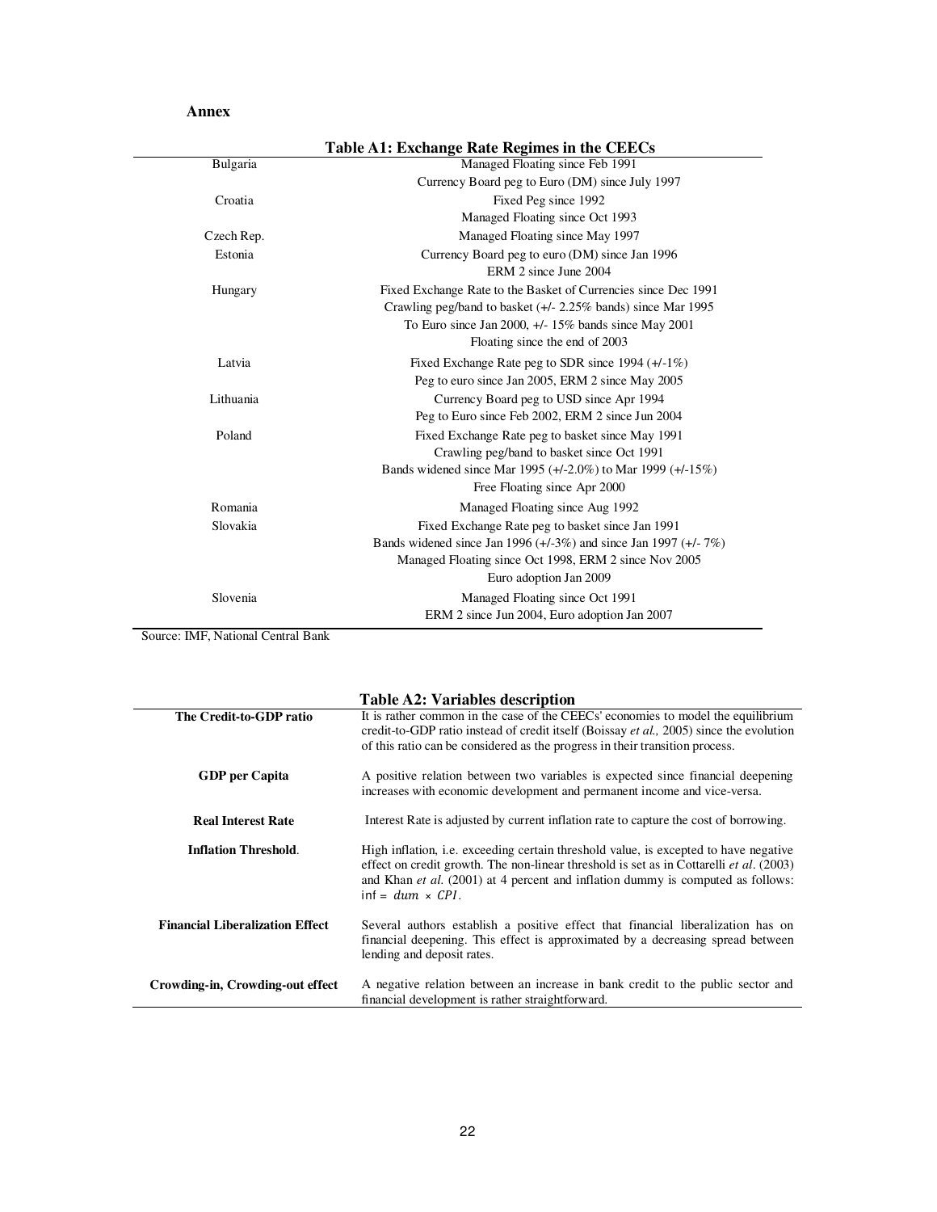## Annex

**Table A1: Exchange Rate Regimes in the CEECs**

| Country | Regime |
|---|---|
| Bulgaria | Managed Floating since Feb 1991 |
| | Currency Board peg to Euro (DM) since July 1997 |
| Croatia | Fixed Peg since 1992 |
| | Managed Floating since Oct 1993 |
| Czech Rep. | Managed Floating since May 1997 |
| Estonia | Currency Board peg to euro (DM) since Jan 1996 |
| | ERM 2 since June 2004 |
| Hungary | Fixed Exchange Rate to the Basket of Currencies since Dec 1991 |
| | Crawling peg/band to basket (+/- 2.25% bands) since Mar 1995 |
| | To Euro since Jan 2000, +/- 15% bands since May 2001 |
| | Floating since the end of 2003 |
| Latvia | Fixed Exchange Rate peg to SDR since 1994 (+/-1%) |
| | Peg to euro since Jan 2005, ERM 2 since May 2005 |
| Lithuania | Currency Board peg to USD since Apr 1994 |
| | Peg to Euro since Feb 2002, ERM 2 since Jun 2004 |
| Poland | Fixed Exchange Rate peg to basket since May 1991 |
| | Crawling peg/band to basket since Oct 1991 |
| | Bands widened since Mar 1995 (+/-2.0%) to Mar 1999 (+/-15%) |
| | Free Floating since Apr 2000 |
| Romania | Managed Floating since Aug 1992 |
| Slovakia | Fixed Exchange Rate peg to basket since Jan 1991 |
| | Bands widened since Jan 1996 (+/-3%) and since Jan 1997 (+/- 7%) |
| | Managed Floating since Oct 1998, ERM 2 since Nov 2005 |
| | Euro adoption Jan 2009 |
| Slovenia | Managed Floating since Oct 1991 |
| | ERM 2 since Jun 2004, Euro adoption Jan 2007 |

Source: IMF, National Central Bank

**Table A2: Variables description**

| Variable | Description |
|---|---|
| **The Credit-to-GDP ratio** | It is rather common in the case of the CEECs' economies to model the equilibrium credit-to-GDP ratio instead of credit itself (Boissay *et al.,* 2005) since the evolution of this ratio can be considered as the progress in their transition process. |
| **GDP per Capita** | A positive relation between two variables is expected since financial deepening increases with economic development and permanent income and vice-versa. |
| **Real Interest Rate** | Interest Rate is adjusted by current inflation rate to capture the cost of borrowing. |
| **Inflation Threshold**. | High inflation, i.e. exceeding certain threshold value, is excepted to have negative effect on credit growth. The non-linear threshold is set as in Cottarelli *et al*. (2003) and Khan *et al*. (2001) at 4 percent and inflation dummy is computed as follows: $\inf = dum \times CPI$. |
| **Financial Liberalization Effect** | Several authors establish a positive effect that financial liberalization has on financial deepening. This effect is approximated by a decreasing spread between lending and deposit rates. |
| **Crowding-in, Crowding-out effect** | A negative relation between an increase in bank credit to the public sector and financial development is rather straightforward. |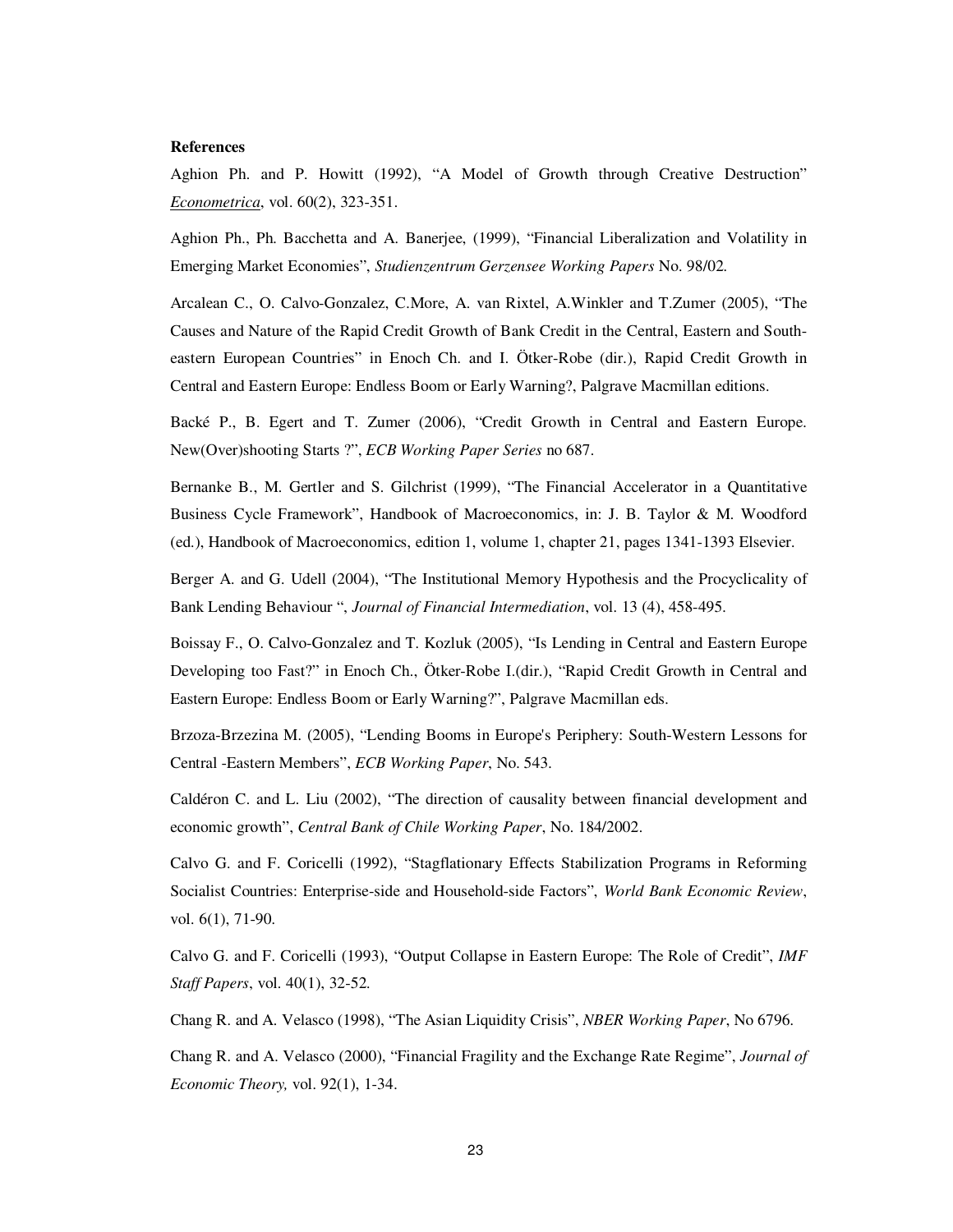**References**

Aghion Ph. and P. Howitt (1992), "A Model of Growth through Creative Destruction" *Econometrica*, vol. 60(2), 323-351.

Aghion Ph., Ph. Bacchetta and A. Banerjee, (1999), "Financial Liberalization and Volatility in Emerging Market Economies", *Studienzentrum Gerzensee Working Papers* No. 98/02.

Arcalean C., O. Calvo-Gonzalez, C.More, A. van Rixtel, A.Winkler and T.Zumer (2005), "The Causes and Nature of the Rapid Credit Growth of Bank Credit in the Central, Eastern and South-eastern European Countries" in Enoch Ch. and I. Ötker-Robe (dir.), Rapid Credit Growth in Central and Eastern Europe: Endless Boom or Early Warning?, Palgrave Macmillan editions.

Backé P., B. Egert and T. Zumer (2006), "Credit Growth in Central and Eastern Europe. New(Over)shooting Starts ?", *ECB Working Paper Series* no 687.

Bernanke B., M. Gertler and S. Gilchrist (1999), "The Financial Accelerator in a Quantitative Business Cycle Framework", Handbook of Macroeconomics, in: J. B. Taylor & M. Woodford (ed.), Handbook of Macroeconomics, edition 1, volume 1, chapter 21, pages 1341-1393 Elsevier.

Berger A. and G. Udell (2004), "The Institutional Memory Hypothesis and the Procyclicality of Bank Lending Behaviour ", *Journal of Financial Intermediation*, vol. 13 (4), 458-495.

Boissay F., O. Calvo-Gonzalez and T. Kozluk (2005), "Is Lending in Central and Eastern Europe Developing too Fast?" in Enoch Ch., Ötker-Robe I.(dir.), "Rapid Credit Growth in Central and Eastern Europe: Endless Boom or Early Warning?", Palgrave Macmillan eds.

Brzoza-Brzezina M. (2005), "Lending Booms in Europe's Periphery: South-Western Lessons for Central -Eastern Members", *ECB Working Paper*, No. 543.

Caldéron C. and L. Liu (2002), "The direction of causality between financial development and economic growth", *Central Bank of Chile Working Paper*, No. 184/2002.

Calvo G. and F. Coricelli (1992), "Stagflationary Effects Stabilization Programs in Reforming Socialist Countries: Enterprise-side and Household-side Factors", *World Bank Economic Review*, vol. 6(1), 71-90.

Calvo G. and F. Coricelli (1993), "Output Collapse in Eastern Europe: The Role of Credit", *IMF Staff Papers*, vol. 40(1), 32-52.

Chang R. and A. Velasco (1998), "The Asian Liquidity Crisis", *NBER Working Paper*, No 6796.

Chang R. and A. Velasco (2000), "Financial Fragility and the Exchange Rate Regime", *Journal of Economic Theory,* vol. 92(1), 1-34.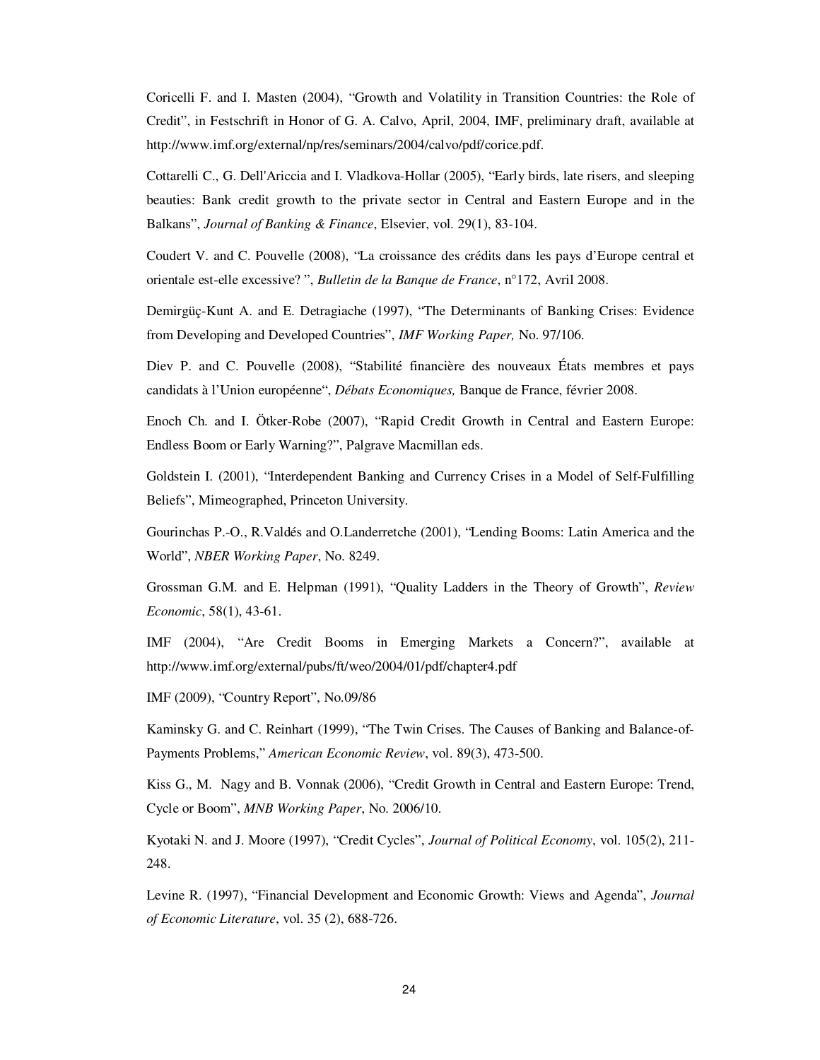Coricelli F. and I. Masten (2004), "Growth and Volatility in Transition Countries: the Role of Credit", in Festschrift in Honor of G. A. Calvo, April, 2004, IMF, preliminary draft, available at http://www.imf.org/external/np/res/seminars/2004/calvo/pdf/corice.pdf.

Cottarelli C., G. Dell'Ariccia and I. Vladkova-Hollar (2005), "Early birds, late risers, and sleeping beauties: Bank credit growth to the private sector in Central and Eastern Europe and in the Balkans", *Journal of Banking & Finance*, Elsevier, vol. 29(1), 83-104.

Coudert V. and C. Pouvelle (2008), "La croissance des crédits dans les pays d'Europe central et orientale est-elle excessive? ", *Bulletin de la Banque de France*, n°172, Avril 2008.

Demirgüç-Kunt A. and E. Detragiache (1997), "The Determinants of Banking Crises: Evidence from Developing and Developed Countries", *IMF Working Paper,* No. 97/106.

Diev P. and C. Pouvelle (2008), "Stabilité financière des nouveaux États membres et pays candidats à l'Union européenne", *Débats Economiques,* Banque de France, février 2008.

Enoch Ch. and I. Ötker-Robe (2007), "Rapid Credit Growth in Central and Eastern Europe: Endless Boom or Early Warning?", Palgrave Macmillan eds.

Goldstein I. (2001), "Interdependent Banking and Currency Crises in a Model of Self-Fulfilling Beliefs", Mimeographed, Princeton University.

Gourinchas P.-O., R.Valdés and O.Landerretche (2001), "Lending Booms: Latin America and the World", *NBER Working Paper*, No. 8249.

Grossman G.M. and E. Helpman (1991), "Quality Ladders in the Theory of Growth", *Review Economic*, 58(1), 43-61.

IMF (2004), "Are Credit Booms in Emerging Markets a Concern?", available at http://www.imf.org/external/pubs/ft/weo/2004/01/pdf/chapter4.pdf

IMF (2009), "Country Report", No.09/86

Kaminsky G. and C. Reinhart (1999), "The Twin Crises. The Causes of Banking and Balance-of-Payments Problems," *American Economic Review*, vol. 89(3), 473-500.

Kiss G., M. Nagy and B. Vonnak (2006), "Credit Growth in Central and Eastern Europe: Trend, Cycle or Boom", *MNB Working Paper*, No. 2006/10.

Kyotaki N. and J. Moore (1997), "Credit Cycles", *Journal of Political Economy*, vol. 105(2), 211-248.

Levine R. (1997), "Financial Development and Economic Growth: Views and Agenda", *Journal of Economic Literature*, vol. 35 (2), 688-726.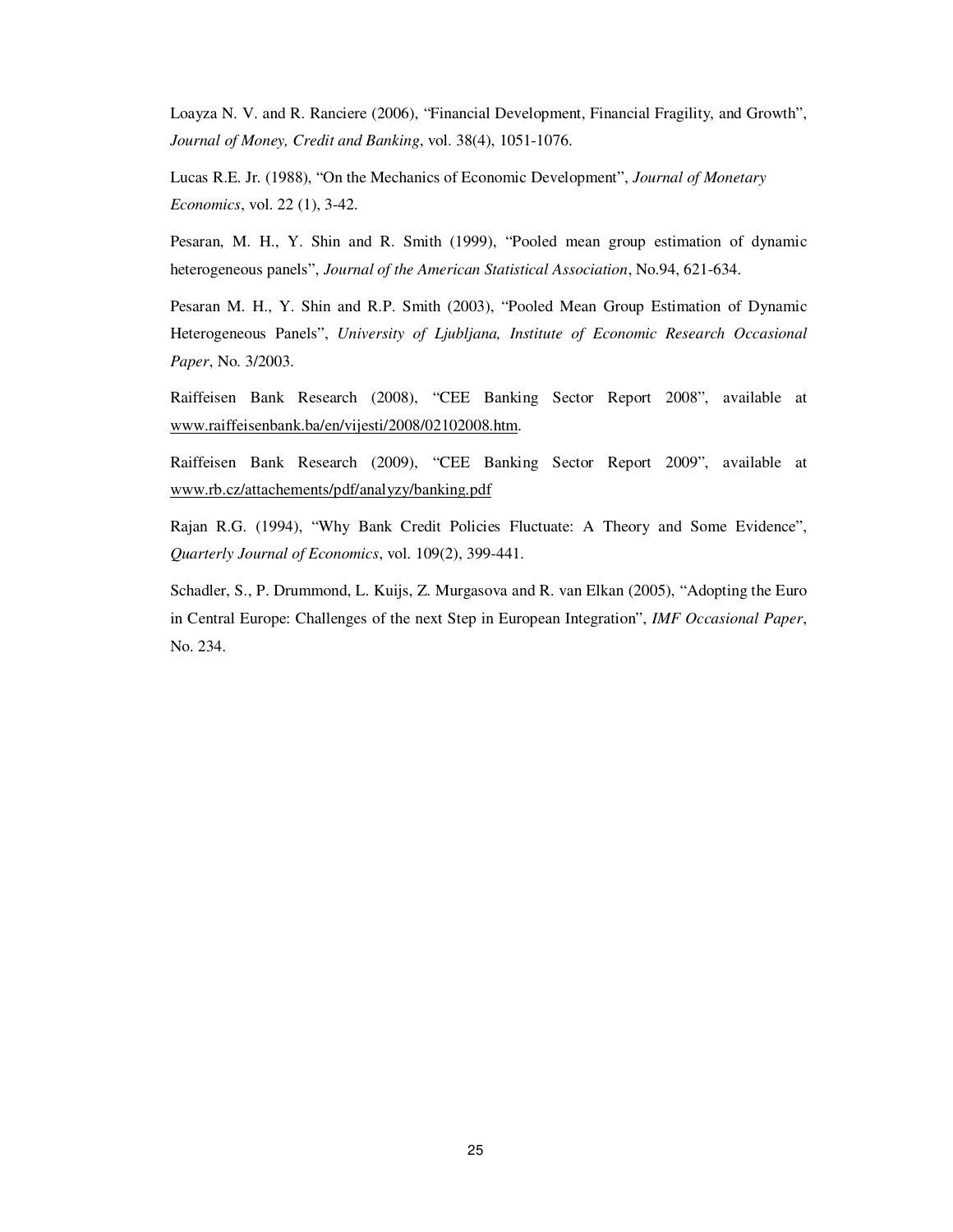Loayza N. V. and R. Ranciere (2006), “Financial Development, Financial Fragility, and Growth”, *Journal of Money, Credit and Banking*, vol. 38(4), 1051-1076.

Lucas R.E. Jr. (1988), “On the Mechanics of Economic Development”, *Journal of Monetary Economics*, vol. 22 (1), 3-42.

Pesaran, M. H., Y. Shin and R. Smith (1999), “Pooled mean group estimation of dynamic heterogeneous panels”, *Journal of the American Statistical Association*, No.94, 621-634.

Pesaran M. H., Y. Shin and R.P. Smith (2003), “Pooled Mean Group Estimation of Dynamic Heterogeneous Panels”, *University of Ljubljana, Institute of Economic Research Occasional Paper*, No. 3/2003.

Raiffeisen Bank Research (2008), “CEE Banking Sector Report 2008”, available at www.raiffeisenbank.ba/en/vijesti/2008/02102008.htm.

Raiffeisen Bank Research (2009), “CEE Banking Sector Report 2009”, available at www.rb.cz/attachements/pdf/analyzy/banking.pdf

Rajan R.G. (1994), “Why Bank Credit Policies Fluctuate: A Theory and Some Evidence”, *Quarterly Journal of Economics*, vol. 109(2), 399-441.

Schadler, S., P. Drummond, L. Kuijs, Z. Murgasova and R. van Elkan (2005), “Adopting the Euro in Central Europe: Challenges of the next Step in European Integration”, *IMF Occasional Paper*, No. 234.